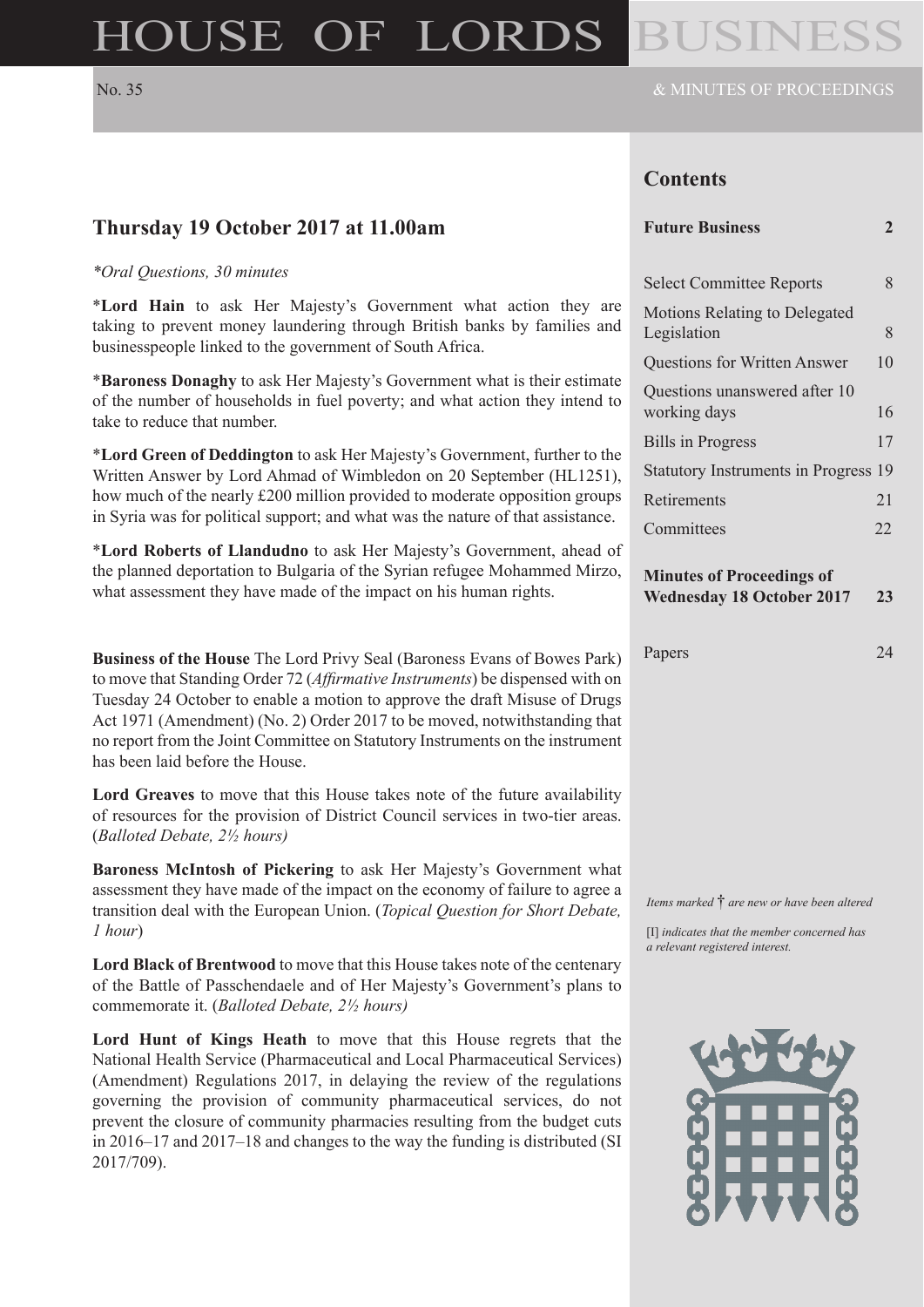# HOUSE OF LORDS BUSINESS

No. 35

& MINUTES OF PROCEEDINGS

## Thursday 19 October 2017 at 11.00am

*\*Oral Questions, 30 minutes*

\***Lord Hain** to ask Her Majesty's Government what action they are taking to prevent money laundering through British banks by families and businesspeople linked to the government of South Africa.

\***Baroness Donaghy** to ask Her Majesty's Government what is their estimate of the number of households in fuel poverty; and what action they intend to take to reduce that number.

\***Lord Green of Deddington** to ask Her Majesty's Government, further to the Written Answer by Lord Ahmad of Wimbledon on 20 September (HL1251), how much of the nearly £200 million provided to moderate opposition groups in Syria was for political support; and what was the nature of that assistance.

\***Lord Roberts of Llandudno** to ask Her Majesty's Government, ahead of the planned deportation to Bulgaria of the Syrian refugee Mohammed Mirzo, what assessment they have made of the impact on his human rights.

**Business of the House** The Lord Privy Seal (Baroness Evans of Bowes Park) to move that Standing Order 72 (*Affirmative Instruments*) be dispensed with on Tuesday 24 October to enable a motion to approve the draft Misuse of Drugs Act 1971 (Amendment) (No. 2) Order 2017 to be moved, notwithstanding that no report from the Joint Committee on Statutory Instruments on the instrument has been laid before the House.

**Lord Greaves** to move that this House takes note of the future availability of resources for the provision of District Council services in two-tier areas. (*Balloted Debate, 2½ hours)*

**Baroness McIntosh of Pickering** to ask Her Majesty's Government what assessment they have made of the impact on the economy of failure to agree a transition deal with the European Union. (*Topical Question for Short Debate, 1 hour*)

**Lord Black of Brentwood** to move that this House takes note of the centenary of the Battle of Passchendaele and of Her Majesty's Government's plans to commemorate it. (*Balloted Debate, 2½ hours)*

**Lord Hunt of Kings Heath** to move that this House regrets that the National Health Service (Pharmaceutical and Local Pharmaceutical Services) (Amendment) Regulations 2017, in delaying the review of the regulations governing the provision of community pharmaceutical services, do not prevent the closure of community pharmacies resulting from the budget cuts in 2016–17 and 2017–18 and changes to the way the funding is distributed (SI 2017/709).

## Contents

| | |
|---|---|
| **Future Business** | **2** |
| Select Committee Reports | 8 |
| Motions Relating to Delegated Legislation | 8 |
| Questions for Written Answer | 10 |
| Questions unanswered after 10 working days | 16 |
| Bills in Progress | 17 |
| Statutory Instruments in Progress | 19 |
| Retirements | 21 |
| Committees | 22 |
| **Minutes of Proceedings of Wednesday 18 October 2017** | **23** |
| Papers | 24 |

*Items marked † are new or have been altered*

[I] *indicates that the member concerned has a relevant registered interest.*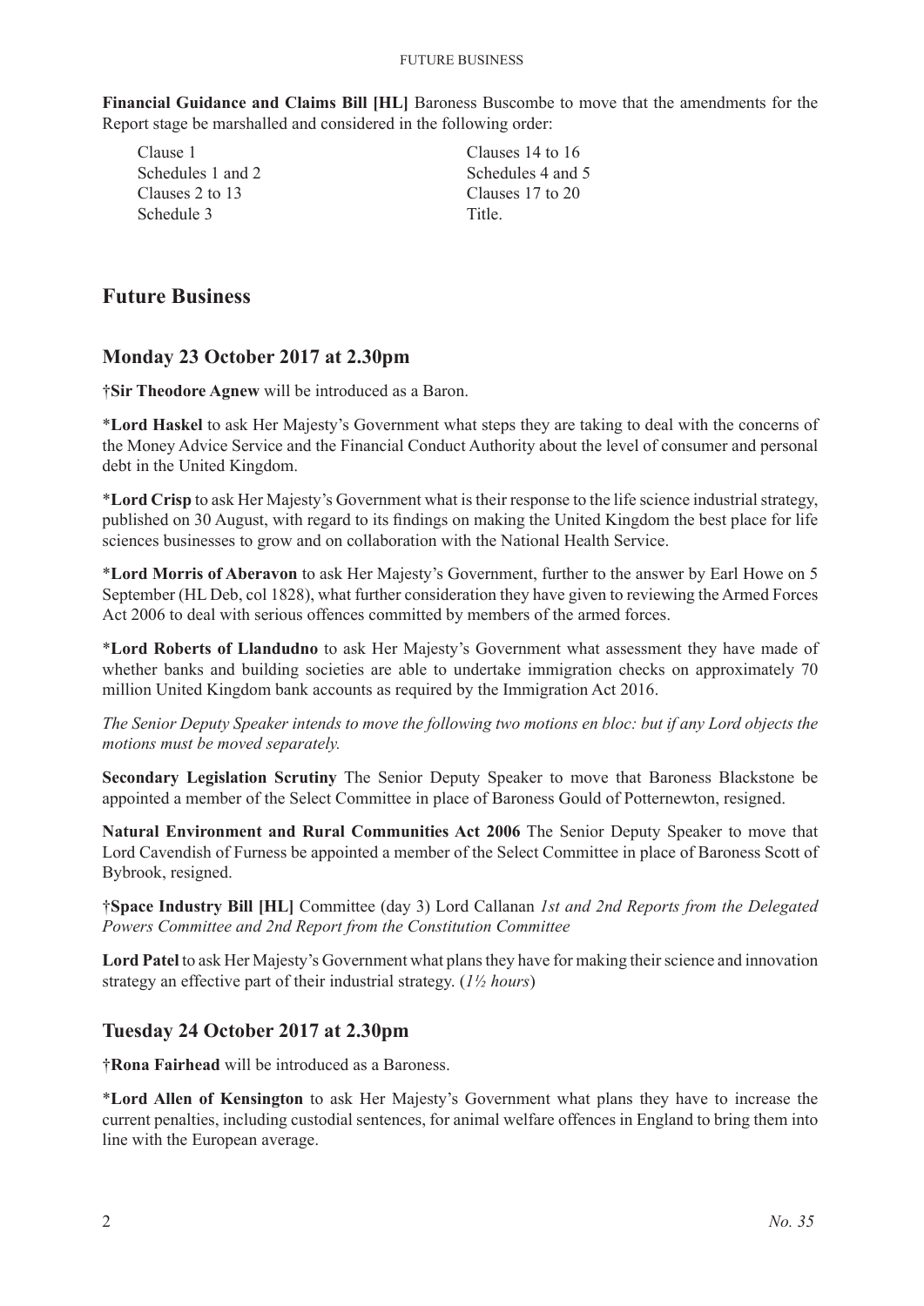**Financial Guidance and Claims Bill [HL]** Baroness Buscombe to move that the amendments for the Report stage be marshalled and considered in the following order:

Clause 1
Schedules 1 and 2
Clauses 2 to 13
Schedule 3
Clauses 14 to 16
Schedules 4 and 5
Clauses 17 to 20
Title.

## Future Business

### Monday 23 October 2017 at 2.30pm

†**Sir Theodore Agnew** will be introduced as a Baron.

*__Lord Haskel__ to ask Her Majesty's Government what steps they are taking to deal with the concerns of the Money Advice Service and the Financial Conduct Authority about the level of consumer and personal debt in the United Kingdom.

*__Lord Crisp__ to ask Her Majesty's Government what is their response to the life science industrial strategy, published on 30 August, with regard to its findings on making the United Kingdom the best place for life sciences businesses to grow and on collaboration with the National Health Service.

*__Lord Morris of Aberavon__ to ask Her Majesty's Government, further to the answer by Earl Howe on 5 September (HL Deb, col 1828), what further consideration they have given to reviewing the Armed Forces Act 2006 to deal with serious offences committed by members of the armed forces.

*__Lord Roberts of Llandudno__ to ask Her Majesty's Government what assessment they have made of whether banks and building societies are able to undertake immigration checks on approximately 70 million United Kingdom bank accounts as required by the Immigration Act 2016.

*The Senior Deputy Speaker intends to move the following two motions en bloc: but if any Lord objects the motions must be moved separately.*

**Secondary Legislation Scrutiny** The Senior Deputy Speaker to move that Baroness Blackstone be appointed a member of the Select Committee in place of Baroness Gould of Potternewton, resigned.

**Natural Environment and Rural Communities Act 2006** The Senior Deputy Speaker to move that Lord Cavendish of Furness be appointed a member of the Select Committee in place of Baroness Scott of Bybrook, resigned.

†**Space Industry Bill [HL]** Committee (day 3) Lord Callanan *1st and 2nd Reports from the Delegated Powers Committee and 2nd Report from the Constitution Committee*

**Lord Patel** to ask Her Majesty's Government what plans they have for making their science and innovation strategy an effective part of their industrial strategy. (*1½ hours*)

### Tuesday 24 October 2017 at 2.30pm

†**Rona Fairhead** will be introduced as a Baroness.

*__Lord Allen of Kensington__ to ask Her Majesty's Government what plans they have to increase the current penalties, including custodial sentences, for animal welfare offences in England to bring them into line with the European average.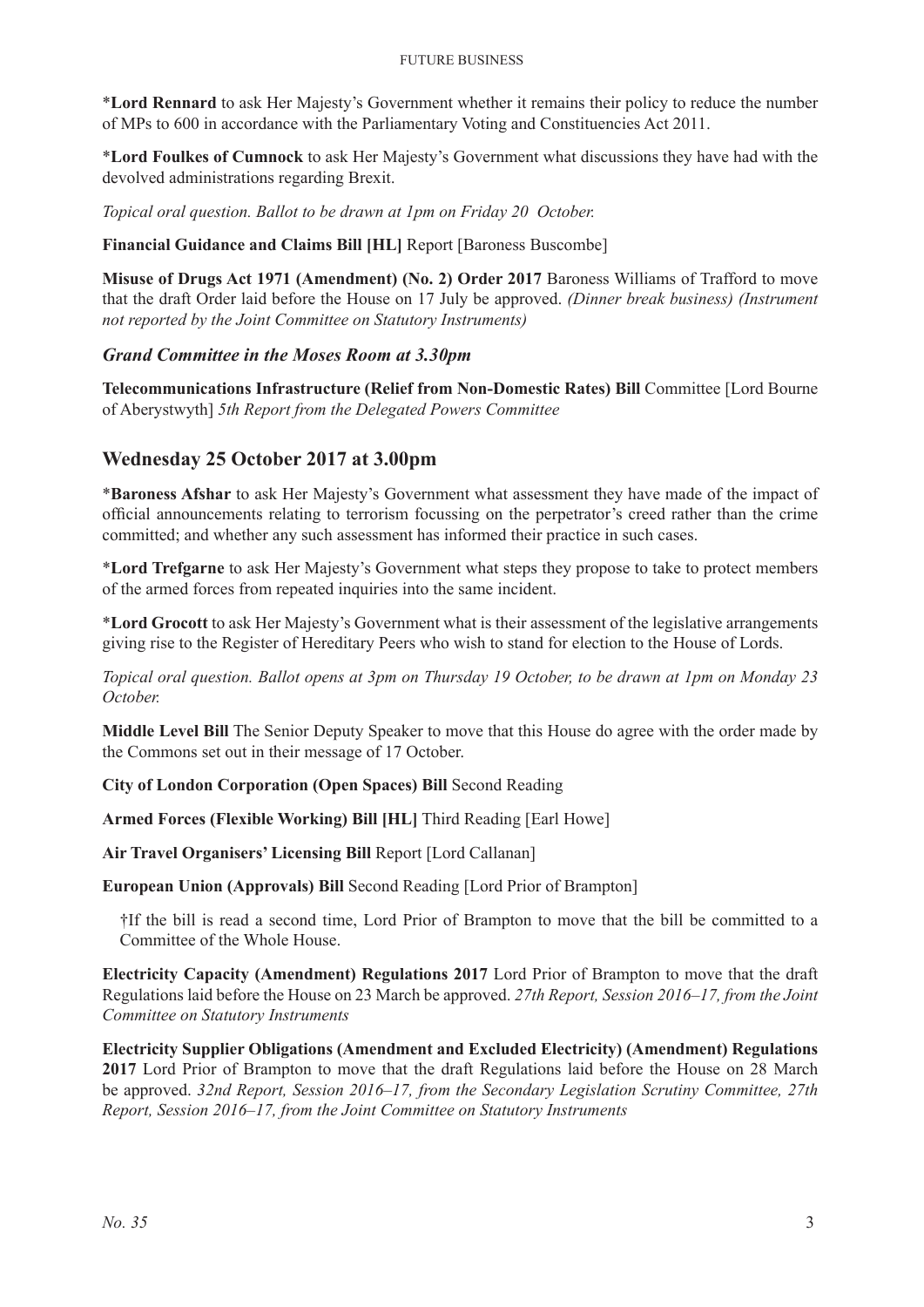*__Lord Rennard__ to ask Her Majesty's Government whether it remains their policy to reduce the number of MPs to 600 in accordance with the Parliamentary Voting and Constituencies Act 2011.

*__Lord Foulkes of Cumnock__ to ask Her Majesty's Government what discussions they have had with the devolved administrations regarding Brexit.

*Topical oral question. Ballot to be drawn at 1pm on Friday 20 October.*

**Financial Guidance and Claims Bill [HL]** Report [Baroness Buscombe]

**Misuse of Drugs Act 1971 (Amendment) (No. 2) Order 2017** Baroness Williams of Trafford to move that the draft Order laid before the House on 17 July be approved. *(Dinner break business) (Instrument not reported by the Joint Committee on Statutory Instruments)*

### *Grand Committee in the Moses Room at 3.30pm*

**Telecommunications Infrastructure (Relief from Non-Domestic Rates) Bill** Committee [Lord Bourne of Aberystwyth] *5th Report from the Delegated Powers Committee*

## Wednesday 25 October 2017 at 3.00pm

*__Baroness Afshar__ to ask Her Majesty's Government what assessment they have made of the impact of official announcements relating to terrorism focussing on the perpetrator's creed rather than the crime committed; and whether any such assessment has informed their practice in such cases.

*__Lord Trefgarne__ to ask Her Majesty's Government what steps they propose to take to protect members of the armed forces from repeated inquiries into the same incident.

*__Lord Grocott__ to ask Her Majesty's Government what is their assessment of the legislative arrangements giving rise to the Register of Hereditary Peers who wish to stand for election to the House of Lords.

*Topical oral question. Ballot opens at 3pm on Thursday 19 October, to be drawn at 1pm on Monday 23 October.*

**Middle Level Bill** The Senior Deputy Speaker to move that this House do agree with the order made by the Commons set out in their message of 17 October.

**City of London Corporation (Open Spaces) Bill** Second Reading

**Armed Forces (Flexible Working) Bill [HL]** Third Reading [Earl Howe]

**Air Travel Organisers' Licensing Bill** Report [Lord Callanan]

**European Union (Approvals) Bill** Second Reading [Lord Prior of Brampton]

> †If the bill is read a second time, Lord Prior of Brampton to move that the bill be committed to a Committee of the Whole House.

**Electricity Capacity (Amendment) Regulations 2017** Lord Prior of Brampton to move that the draft Regulations laid before the House on 23 March be approved. *27th Report, Session 2016–17, from the Joint Committee on Statutory Instruments*

**Electricity Supplier Obligations (Amendment and Excluded Electricity) (Amendment) Regulations 2017** Lord Prior of Brampton to move that the draft Regulations laid before the House on 28 March be approved. *32nd Report, Session 2016–17, from the Secondary Legislation Scrutiny Committee, 27th Report, Session 2016–17, from the Joint Committee on Statutory Instruments*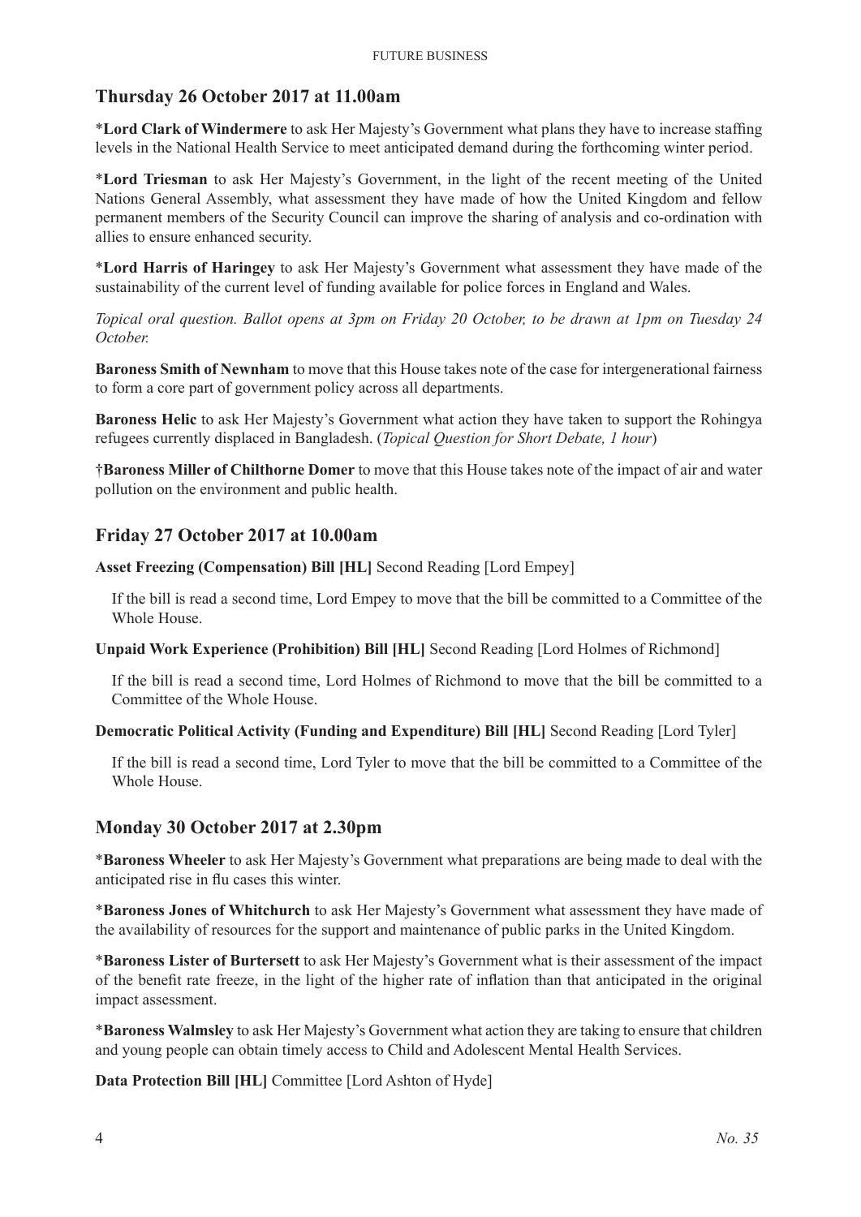## Thursday 26 October 2017 at 11.00am

*__Lord Clark of Windermere__ to ask Her Majesty's Government what plans they have to increase staffing levels in the National Health Service to meet anticipated demand during the forthcoming winter period.

*__Lord Triesman__ to ask Her Majesty's Government, in the light of the recent meeting of the United Nations General Assembly, what assessment they have made of how the United Kingdom and fellow permanent members of the Security Council can improve the sharing of analysis and co-ordination with allies to ensure enhanced security.

*__Lord Harris of Haringey__ to ask Her Majesty's Government what assessment they have made of the sustainability of the current level of funding available for police forces in England and Wales.

*Topical oral question. Ballot opens at 3pm on Friday 20 October, to be drawn at 1pm on Tuesday 24 October.*

**Baroness Smith of Newnham** to move that this House takes note of the case for intergenerational fairness to form a core part of government policy across all departments.

**Baroness Helic** to ask Her Majesty's Government what action they have taken to support the Rohingya refugees currently displaced in Bangladesh. (*Topical Question for Short Debate, 1 hour*)

†**Baroness Miller of Chilthorne Domer** to move that this House takes note of the impact of air and water pollution on the environment and public health.

## Friday 27 October 2017 at 10.00am

**Asset Freezing (Compensation) Bill [HL]** Second Reading [Lord Empey]

If the bill is read a second time, Lord Empey to move that the bill be committed to a Committee of the Whole House.

**Unpaid Work Experience (Prohibition) Bill [HL]** Second Reading [Lord Holmes of Richmond]

If the bill is read a second time, Lord Holmes of Richmond to move that the bill be committed to a Committee of the Whole House.

**Democratic Political Activity (Funding and Expenditure) Bill [HL]** Second Reading [Lord Tyler]

If the bill is read a second time, Lord Tyler to move that the bill be committed to a Committee of the Whole House.

## Monday 30 October 2017 at 2.30pm

*__Baroness Wheeler__ to ask Her Majesty's Government what preparations are being made to deal with the anticipated rise in flu cases this winter.

*__Baroness Jones of Whitchurch__ to ask Her Majesty's Government what assessment they have made of the availability of resources for the support and maintenance of public parks in the United Kingdom.

*__Baroness Lister of Burtersett__ to ask Her Majesty's Government what is their assessment of the impact of the benefit rate freeze, in the light of the higher rate of inflation than that anticipated in the original impact assessment.

*__Baroness Walmsley__ to ask Her Majesty's Government what action they are taking to ensure that children and young people can obtain timely access to Child and Adolescent Mental Health Services.

**Data Protection Bill [HL]** Committee [Lord Ashton of Hyde]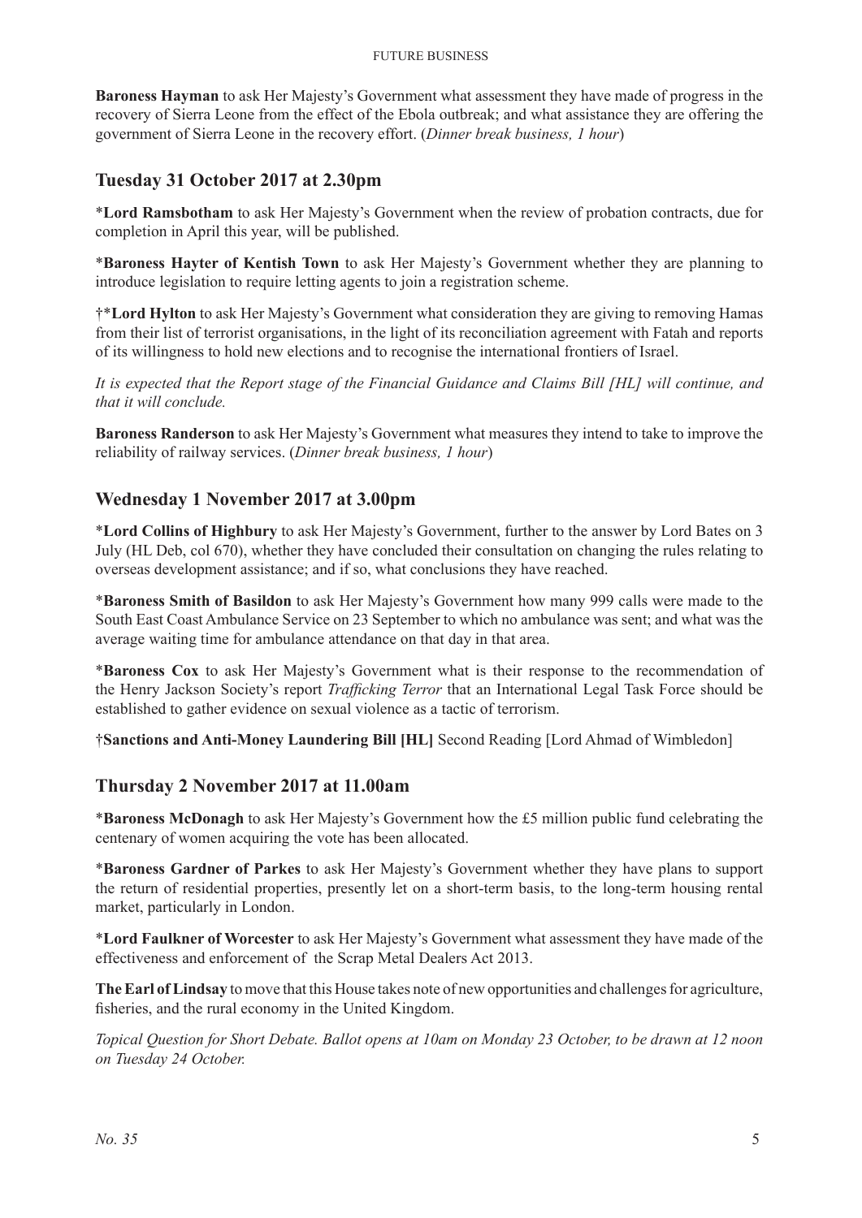**Baroness Hayman** to ask Her Majesty's Government what assessment they have made of progress in the recovery of Sierra Leone from the effect of the Ebola outbreak; and what assistance they are offering the government of Sierra Leone in the recovery effort. (*Dinner break business, 1 hour*)

## Tuesday 31 October 2017 at 2.30pm

*__Lord Ramsbotham__ to ask Her Majesty's Government when the review of probation contracts, due for completion in April this year, will be published.

*__Baroness Hayter of Kentish Town__ to ask Her Majesty's Government whether they are planning to introduce legislation to require letting agents to join a registration scheme.

†*__Lord Hylton__ to ask Her Majesty's Government what consideration they are giving to removing Hamas from their list of terrorist organisations, in the light of its reconciliation agreement with Fatah and reports of its willingness to hold new elections and to recognise the international frontiers of Israel.

*It is expected that the Report stage of the Financial Guidance and Claims Bill [HL] will continue, and that it will conclude.*

**Baroness Randerson** to ask Her Majesty's Government what measures they intend to take to improve the reliability of railway services. (*Dinner break business, 1 hour*)

## Wednesday 1 November 2017 at 3.00pm

*__Lord Collins of Highbury__ to ask Her Majesty's Government, further to the answer by Lord Bates on 3 July (HL Deb, col 670), whether they have concluded their consultation on changing the rules relating to overseas development assistance; and if so, what conclusions they have reached.

*__Baroness Smith of Basildon__ to ask Her Majesty's Government how many 999 calls were made to the South East Coast Ambulance Service on 23 September to which no ambulance was sent; and what was the average waiting time for ambulance attendance on that day in that area.

*__Baroness Cox__ to ask Her Majesty's Government what is their response to the recommendation of the Henry Jackson Society's report *Trafficking Terror* that an International Legal Task Force should be established to gather evidence on sexual violence as a tactic of terrorism.

†**Sanctions and Anti-Money Laundering Bill [HL]** Second Reading [Lord Ahmad of Wimbledon]

## Thursday 2 November 2017 at 11.00am

*__Baroness McDonagh__ to ask Her Majesty's Government how the £5 million public fund celebrating the centenary of women acquiring the vote has been allocated.

*__Baroness Gardner of Parkes__ to ask Her Majesty's Government whether they have plans to support the return of residential properties, presently let on a short-term basis, to the long-term housing rental market, particularly in London.

*__Lord Faulkner of Worcester__ to ask Her Majesty's Government what assessment they have made of the effectiveness and enforcement of the Scrap Metal Dealers Act 2013.

**The Earl of Lindsay** to move that this House takes note of new opportunities and challenges for agriculture, fisheries, and the rural economy in the United Kingdom.

*Topical Question for Short Debate. Ballot opens at 10am on Monday 23 October, to be drawn at 12 noon on Tuesday 24 October.*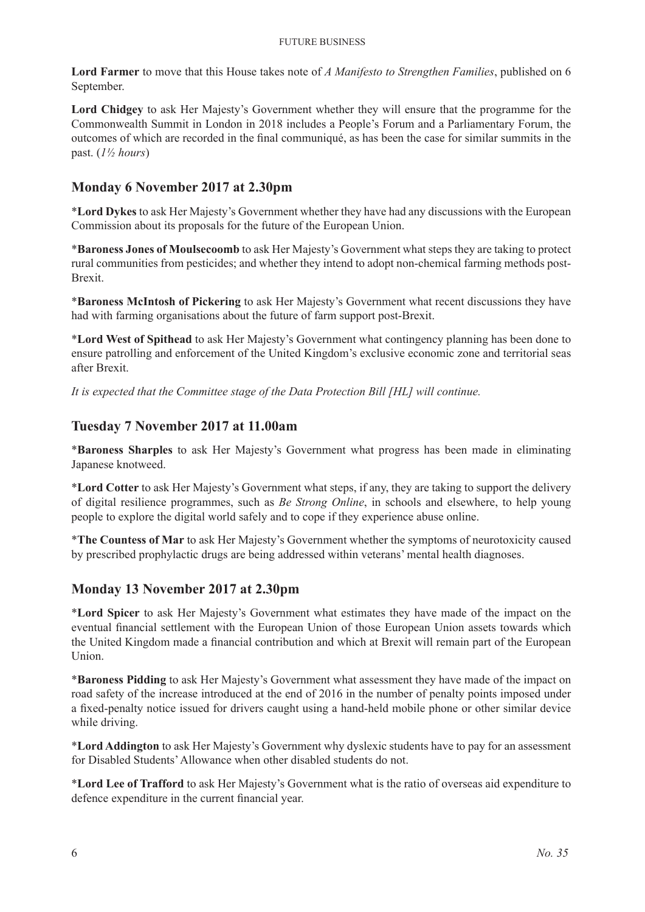**Lord Farmer** to move that this House takes note of *A Manifesto to Strengthen Families*, published on 6 September.

**Lord Chidgey** to ask Her Majesty's Government whether they will ensure that the programme for the Commonwealth Summit in London in 2018 includes a People's Forum and a Parliamentary Forum, the outcomes of which are recorded in the final communiqué, as has been the case for similar summits in the past. (*1½ hours*)

## Monday 6 November 2017 at 2.30pm

*​**Lord Dykes** to ask Her Majesty's Government whether they have had any discussions with the European Commission about its proposals for the future of the European Union.

*​**Baroness Jones of Moulsecoomb** to ask Her Majesty's Government what steps they are taking to protect rural communities from pesticides; and whether they intend to adopt non-chemical farming methods post-Brexit.

*​**Baroness McIntosh of Pickering** to ask Her Majesty's Government what recent discussions they have had with farming organisations about the future of farm support post-Brexit.

*​**Lord West of Spithead** to ask Her Majesty's Government what contingency planning has been done to ensure patrolling and enforcement of the United Kingdom's exclusive economic zone and territorial seas after Brexit.

*It is expected that the Committee stage of the Data Protection Bill [HL] will continue.*

## Tuesday 7 November 2017 at 11.00am

*​**Baroness Sharples** to ask Her Majesty's Government what progress has been made in eliminating Japanese knotweed.

*​**Lord Cotter** to ask Her Majesty's Government what steps, if any, they are taking to support the delivery of digital resilience programmes, such as *Be Strong Online*, in schools and elsewhere, to help young people to explore the digital world safely and to cope if they experience abuse online.

*​**The Countess of Mar** to ask Her Majesty's Government whether the symptoms of neurotoxicity caused by prescribed prophylactic drugs are being addressed within veterans' mental health diagnoses.

## Monday 13 November 2017 at 2.30pm

*​**Lord Spicer** to ask Her Majesty's Government what estimates they have made of the impact on the eventual financial settlement with the European Union of those European Union assets towards which the United Kingdom made a financial contribution and which at Brexit will remain part of the European Union.

*​**Baroness Pidding** to ask Her Majesty's Government what assessment they have made of the impact on road safety of the increase introduced at the end of 2016 in the number of penalty points imposed under a fixed-penalty notice issued for drivers caught using a hand-held mobile phone or other similar device while driving.

*​**Lord Addington** to ask Her Majesty's Government why dyslexic students have to pay for an assessment for Disabled Students' Allowance when other disabled students do not.

*​**Lord Lee of Trafford** to ask Her Majesty's Government what is the ratio of overseas aid expenditure to defence expenditure in the current financial year.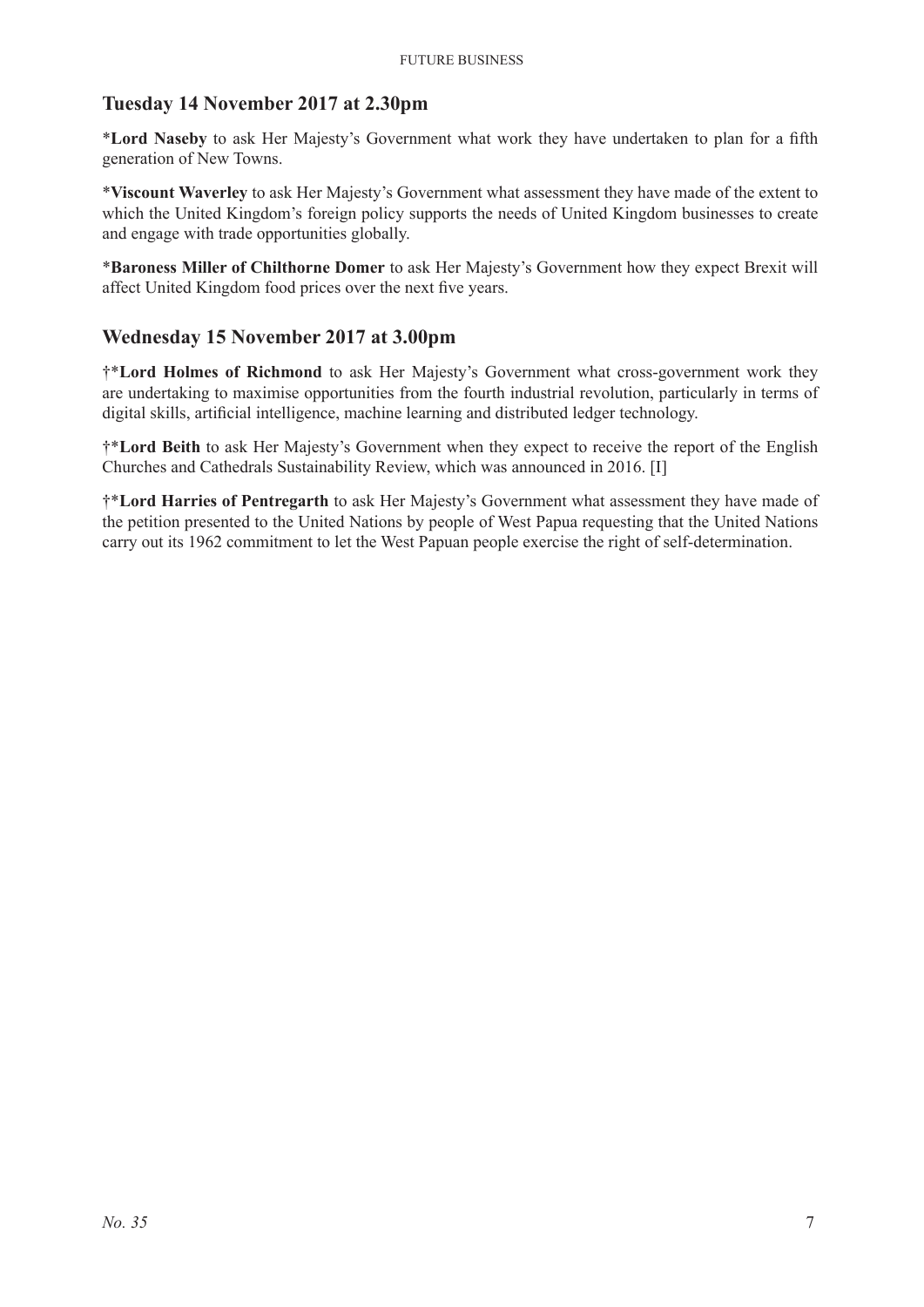## Tuesday 14 November 2017 at 2.30pm

***Lord Naseby** to ask Her Majesty's Government what work they have undertaken to plan for a fifth generation of New Towns.

***Viscount Waverley** to ask Her Majesty's Government what assessment they have made of the extent to which the United Kingdom's foreign policy supports the needs of United Kingdom businesses to create and engage with trade opportunities globally.

***Baroness Miller of Chilthorne Domer** to ask Her Majesty's Government how they expect Brexit will affect United Kingdom food prices over the next five years.

## Wednesday 15 November 2017 at 3.00pm

†***Lord Holmes of Richmond** to ask Her Majesty's Government what cross-government work they are undertaking to maximise opportunities from the fourth industrial revolution, particularly in terms of digital skills, artificial intelligence, machine learning and distributed ledger technology.

†***Lord Beith** to ask Her Majesty's Government when they expect to receive the report of the English Churches and Cathedrals Sustainability Review, which was announced in 2016. [I]

†***Lord Harries of Pentregarth** to ask Her Majesty's Government what assessment they have made of the petition presented to the United Nations by people of West Papua requesting that the United Nations carry out its 1962 commitment to let the West Papuan people exercise the right of self-determination.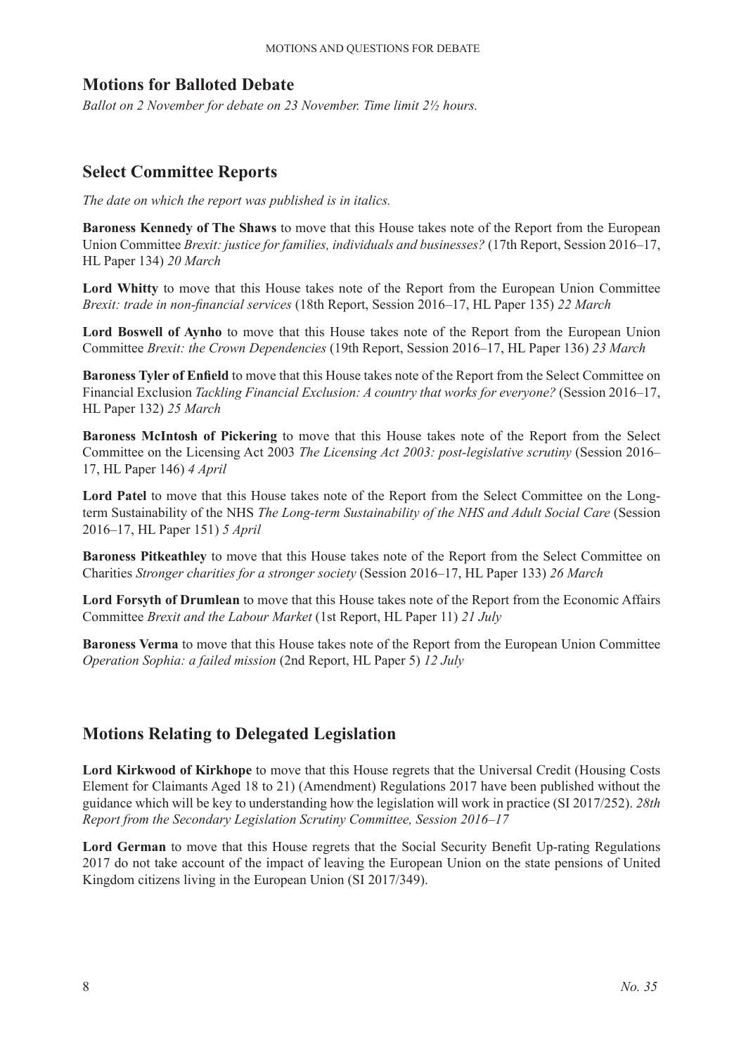## Motions for Balloted Debate

*Ballot on 2 November for debate on 23 November. Time limit 2½ hours.*

## Select Committee Reports

*The date on which the report was published is in italics.*

**Baroness Kennedy of The Shaws** to move that this House takes note of the Report from the European Union Committee *Brexit: justice for families, individuals and businesses?* (17th Report, Session 2016–17, HL Paper 134) *20 March*

**Lord Whitty** to move that this House takes note of the Report from the European Union Committee *Brexit: trade in non-financial services* (18th Report, Session 2016–17, HL Paper 135) *22 March*

**Lord Boswell of Aynho** to move that this House takes note of the Report from the European Union Committee *Brexit: the Crown Dependencies* (19th Report, Session 2016–17, HL Paper 136) *23 March*

**Baroness Tyler of Enfield** to move that this House takes note of the Report from the Select Committee on Financial Exclusion *Tackling Financial Exclusion: A country that works for everyone?* (Session 2016–17, HL Paper 132) *25 March*

**Baroness McIntosh of Pickering** to move that this House takes note of the Report from the Select Committee on the Licensing Act 2003 *The Licensing Act 2003: post-legislative scrutiny* (Session 2016–17, HL Paper 146) *4 April*

**Lord Patel** to move that this House takes note of the Report from the Select Committee on the Long-term Sustainability of the NHS *The Long-term Sustainability of the NHS and Adult Social Care* (Session 2016–17, HL Paper 151) *5 April*

**Baroness Pitkeathley** to move that this House takes note of the Report from the Select Committee on Charities *Stronger charities for a stronger society* (Session 2016–17, HL Paper 133) *26 March*

**Lord Forsyth of Drumlean** to move that this House takes note of the Report from the Economic Affairs Committee *Brexit and the Labour Market* (1st Report, HL Paper 11) *21 July*

**Baroness Verma** to move that this House takes note of the Report from the European Union Committee *Operation Sophia: a failed mission* (2nd Report, HL Paper 5) *12 July*

## Motions Relating to Delegated Legislation

**Lord Kirkwood of Kirkhope** to move that this House regrets that the Universal Credit (Housing Costs Element for Claimants Aged 18 to 21) (Amendment) Regulations 2017 have been published without the guidance which will be key to understanding how the legislation will work in practice (SI 2017/252). *28th Report from the Secondary Legislation Scrutiny Committee, Session 2016–17*

**Lord German** to move that this House regrets that the Social Security Benefit Up-rating Regulations 2017 do not take account of the impact of leaving the European Union on the state pensions of United Kingdom citizens living in the European Union (SI 2017/349).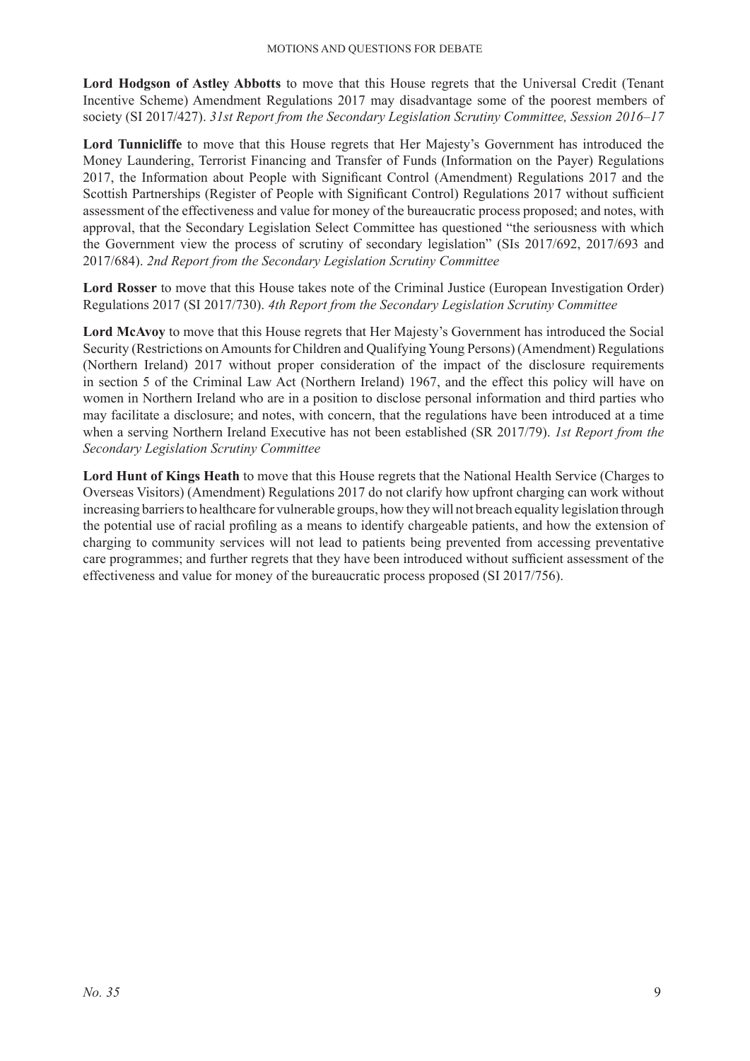**Lord Hodgson of Astley Abbotts** to move that this House regrets that the Universal Credit (Tenant Incentive Scheme) Amendment Regulations 2017 may disadvantage some of the poorest members of society (SI 2017/427). *31st Report from the Secondary Legislation Scrutiny Committee, Session 2016–17*

**Lord Tunnicliffe** to move that this House regrets that Her Majesty's Government has introduced the Money Laundering, Terrorist Financing and Transfer of Funds (Information on the Payer) Regulations 2017, the Information about People with Significant Control (Amendment) Regulations 2017 and the Scottish Partnerships (Register of People with Significant Control) Regulations 2017 without sufficient assessment of the effectiveness and value for money of the bureaucratic process proposed; and notes, with approval, that the Secondary Legislation Select Committee has questioned "the seriousness with which the Government view the process of scrutiny of secondary legislation" (SIs 2017/692, 2017/693 and 2017/684). *2nd Report from the Secondary Legislation Scrutiny Committee*

**Lord Rosser** to move that this House takes note of the Criminal Justice (European Investigation Order) Regulations 2017 (SI 2017/730). *4th Report from the Secondary Legislation Scrutiny Committee*

**Lord McAvoy** to move that this House regrets that Her Majesty's Government has introduced the Social Security (Restrictions on Amounts for Children and Qualifying Young Persons) (Amendment) Regulations (Northern Ireland) 2017 without proper consideration of the impact of the disclosure requirements in section 5 of the Criminal Law Act (Northern Ireland) 1967, and the effect this policy will have on women in Northern Ireland who are in a position to disclose personal information and third parties who may facilitate a disclosure; and notes, with concern, that the regulations have been introduced at a time when a serving Northern Ireland Executive has not been established (SR 2017/79). *1st Report from the Secondary Legislation Scrutiny Committee*

**Lord Hunt of Kings Heath** to move that this House regrets that the National Health Service (Charges to Overseas Visitors) (Amendment) Regulations 2017 do not clarify how upfront charging can work without increasing barriers to healthcare for vulnerable groups, how they will not breach equality legislation through the potential use of racial profiling as a means to identify chargeable patients, and how the extension of charging to community services will not lead to patients being prevented from accessing preventative care programmes; and further regrets that they have been introduced without sufficient assessment of the effectiveness and value for money of the bureaucratic process proposed (SI 2017/756).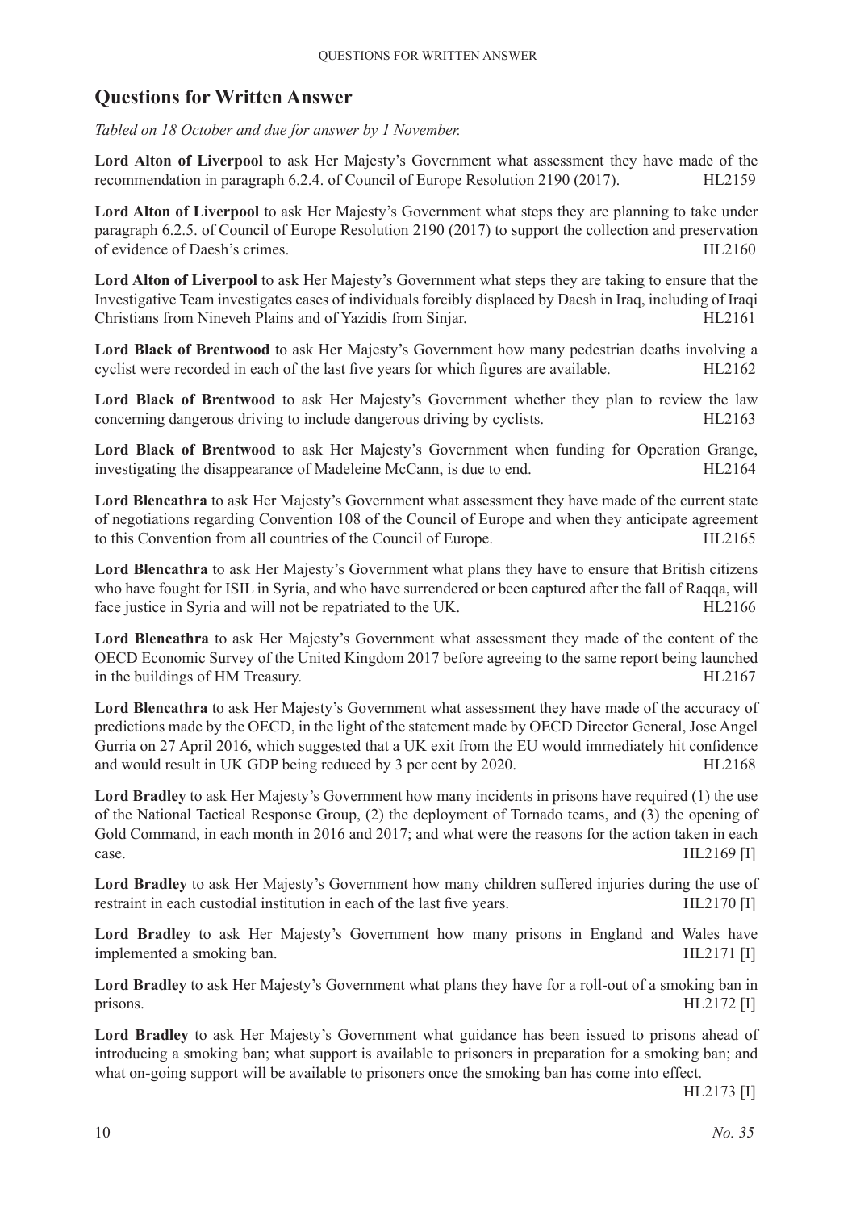## Questions for Written Answer

*Tabled on 18 October and due for answer by 1 November.*

**Lord Alton of Liverpool** to ask Her Majesty's Government what assessment they have made of the recommendation in paragraph 6.2.4. of Council of Europe Resolution 2190 (2017). HL2159

**Lord Alton of Liverpool** to ask Her Majesty's Government what steps they are planning to take under paragraph 6.2.5. of Council of Europe Resolution 2190 (2017) to support the collection and preservation of evidence of Daesh's crimes. HL2160

**Lord Alton of Liverpool** to ask Her Majesty's Government what steps they are taking to ensure that the Investigative Team investigates cases of individuals forcibly displaced by Daesh in Iraq, including of Iraqi Christians from Nineveh Plains and of Yazidis from Sinjar. HL2161

**Lord Black of Brentwood** to ask Her Majesty's Government how many pedestrian deaths involving a cyclist were recorded in each of the last five years for which figures are available. HL2162

**Lord Black of Brentwood** to ask Her Majesty's Government whether they plan to review the law concerning dangerous driving to include dangerous driving by cyclists. HL2163

**Lord Black of Brentwood** to ask Her Majesty's Government when funding for Operation Grange, investigating the disappearance of Madeleine McCann, is due to end. HL2164

**Lord Blencathra** to ask Her Majesty's Government what assessment they have made of the current state of negotiations regarding Convention 108 of the Council of Europe and when they anticipate agreement to this Convention from all countries of the Council of Europe. HL2165

**Lord Blencathra** to ask Her Majesty's Government what plans they have to ensure that British citizens who have fought for ISIL in Syria, and who have surrendered or been captured after the fall of Raqqa, will face justice in Syria and will not be repatriated to the UK. HL2166

**Lord Blencathra** to ask Her Majesty's Government what assessment they made of the content of the OECD Economic Survey of the United Kingdom 2017 before agreeing to the same report being launched in the buildings of HM Treasury. HL2167

**Lord Blencathra** to ask Her Majesty's Government what assessment they have made of the accuracy of predictions made by the OECD, in the light of the statement made by OECD Director General, Jose Angel Gurria on 27 April 2016, which suggested that a UK exit from the EU would immediately hit confidence and would result in UK GDP being reduced by 3 per cent by 2020. HL2168

**Lord Bradley** to ask Her Majesty's Government how many incidents in prisons have required (1) the use of the National Tactical Response Group, (2) the deployment of Tornado teams, and (3) the opening of Gold Command, in each month in 2016 and 2017; and what were the reasons for the action taken in each case. HL2169 [I]

**Lord Bradley** to ask Her Majesty's Government how many children suffered injuries during the use of restraint in each custodial institution in each of the last five years. HL2170 [I]

**Lord Bradley** to ask Her Majesty's Government how many prisons in England and Wales have implemented a smoking ban. HL2171 [I]

**Lord Bradley** to ask Her Majesty's Government what plans they have for a roll-out of a smoking ban in prisons. HL2172 [I]

**Lord Bradley** to ask Her Majesty's Government what guidance has been issued to prisons ahead of introducing a smoking ban; what support is available to prisoners in preparation for a smoking ban; and what on-going support will be available to prisoners once the smoking ban has come into effect. HL2173 [I]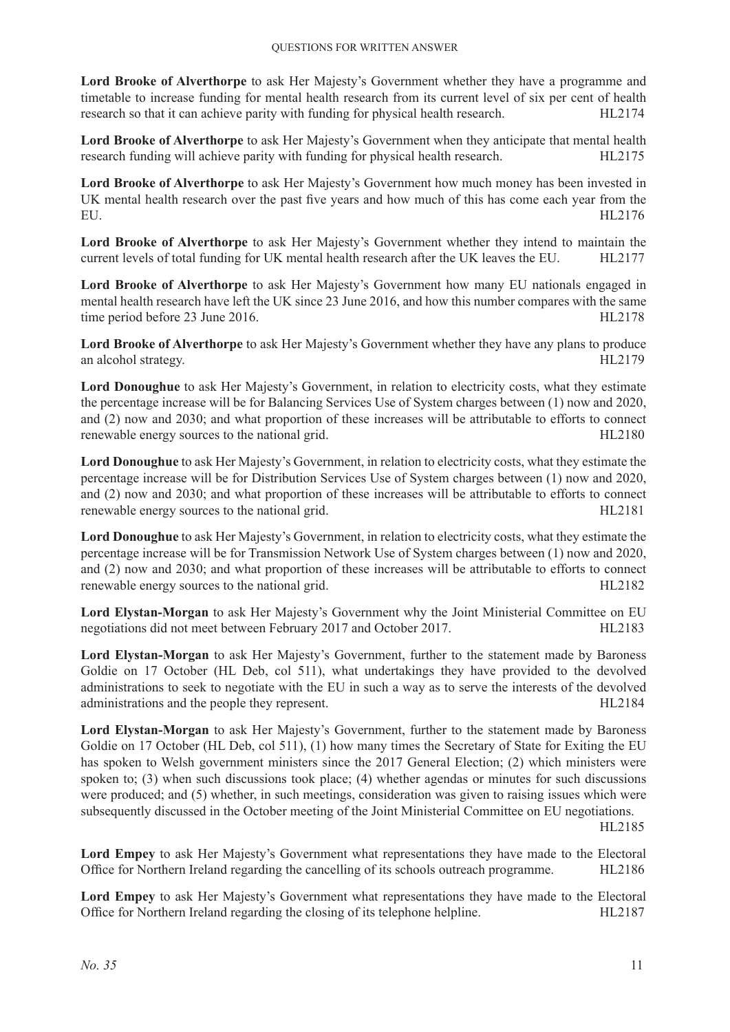**Lord Brooke of Alverthorpe** to ask Her Majesty's Government whether they have a programme and timetable to increase funding for mental health research from its current level of six per cent of health research so that it can achieve parity with funding for physical health research. HL2174

**Lord Brooke of Alverthorpe** to ask Her Majesty's Government when they anticipate that mental health research funding will achieve parity with funding for physical health research. HL2175

**Lord Brooke of Alverthorpe** to ask Her Majesty's Government how much money has been invested in UK mental health research over the past five years and how much of this has come each year from the EU. HL2176

**Lord Brooke of Alverthorpe** to ask Her Majesty's Government whether they intend to maintain the current levels of total funding for UK mental health research after the UK leaves the EU. HL2177

**Lord Brooke of Alverthorpe** to ask Her Majesty's Government how many EU nationals engaged in mental health research have left the UK since 23 June 2016, and how this number compares with the same time period before 23 June 2016. HL2178

**Lord Brooke of Alverthorpe** to ask Her Majesty's Government whether they have any plans to produce an alcohol strategy. HL2179

**Lord Donoughue** to ask Her Majesty's Government, in relation to electricity costs, what they estimate the percentage increase will be for Balancing Services Use of System charges between (1) now and 2020, and (2) now and 2030; and what proportion of these increases will be attributable to efforts to connect renewable energy sources to the national grid. HL2180

**Lord Donoughue** to ask Her Majesty's Government, in relation to electricity costs, what they estimate the percentage increase will be for Distribution Services Use of System charges between (1) now and 2020, and (2) now and 2030; and what proportion of these increases will be attributable to efforts to connect renewable energy sources to the national grid. HL2181

**Lord Donoughue** to ask Her Majesty's Government, in relation to electricity costs, what they estimate the percentage increase will be for Transmission Network Use of System charges between (1) now and 2020, and (2) now and 2030; and what proportion of these increases will be attributable to efforts to connect renewable energy sources to the national grid. HL2182

**Lord Elystan-Morgan** to ask Her Majesty's Government why the Joint Ministerial Committee on EU negotiations did not meet between February 2017 and October 2017. HL2183

**Lord Elystan-Morgan** to ask Her Majesty's Government, further to the statement made by Baroness Goldie on 17 October (HL Deb, col 511), what undertakings they have provided to the devolved administrations to seek to negotiate with the EU in such a way as to serve the interests of the devolved administrations and the people they represent. HL2184

**Lord Elystan-Morgan** to ask Her Majesty's Government, further to the statement made by Baroness Goldie on 17 October (HL Deb, col 511), (1) how many times the Secretary of State for Exiting the EU has spoken to Welsh government ministers since the 2017 General Election; (2) which ministers were spoken to; (3) when such discussions took place; (4) whether agendas or minutes for such discussions were produced; and (5) whether, in such meetings, consideration was given to raising issues which were subsequently discussed in the October meeting of the Joint Ministerial Committee on EU negotiations. HL2185

**Lord Empey** to ask Her Majesty's Government what representations they have made to the Electoral Office for Northern Ireland regarding the cancelling of its schools outreach programme. HL2186

**Lord Empey** to ask Her Majesty's Government what representations they have made to the Electoral Office for Northern Ireland regarding the closing of its telephone helpline. HL2187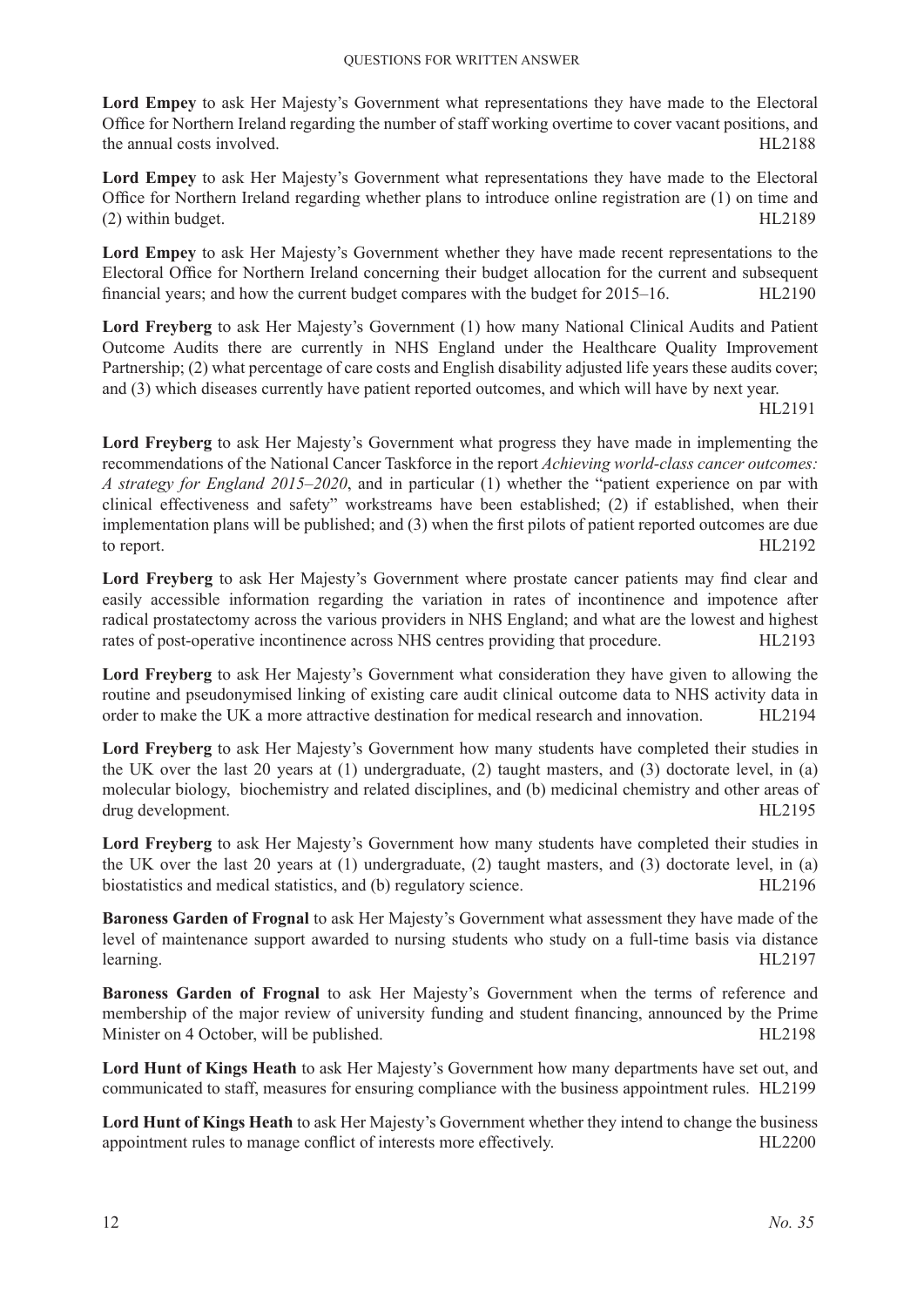**Lord Empey** to ask Her Majesty's Government what representations they have made to the Electoral Office for Northern Ireland regarding the number of staff working overtime to cover vacant positions, and the annual costs involved. HL2188

**Lord Empey** to ask Her Majesty's Government what representations they have made to the Electoral Office for Northern Ireland regarding whether plans to introduce online registration are (1) on time and (2) within budget. HL2189

**Lord Empey** to ask Her Majesty's Government whether they have made recent representations to the Electoral Office for Northern Ireland concerning their budget allocation for the current and subsequent financial years; and how the current budget compares with the budget for 2015–16. HL2190

**Lord Freyberg** to ask Her Majesty's Government (1) how many National Clinical Audits and Patient Outcome Audits there are currently in NHS England under the Healthcare Quality Improvement Partnership; (2) what percentage of care costs and English disability adjusted life years these audits cover; and (3) which diseases currently have patient reported outcomes, and which will have by next year. HL2191

**Lord Freyberg** to ask Her Majesty's Government what progress they have made in implementing the recommendations of the National Cancer Taskforce in the report *Achieving world-class cancer outcomes: A strategy for England 2015–2020*, and in particular (1) whether the "patient experience on par with clinical effectiveness and safety" workstreams have been established; (2) if established, when their implementation plans will be published; and (3) when the first pilots of patient reported outcomes are due to report. HL2192

**Lord Freyberg** to ask Her Majesty's Government where prostate cancer patients may find clear and easily accessible information regarding the variation in rates of incontinence and impotence after radical prostatectomy across the various providers in NHS England; and what are the lowest and highest rates of post-operative incontinence across NHS centres providing that procedure. HL2193

**Lord Freyberg** to ask Her Majesty's Government what consideration they have given to allowing the routine and pseudonymised linking of existing care audit clinical outcome data to NHS activity data in order to make the UK a more attractive destination for medical research and innovation. HL2194

**Lord Freyberg** to ask Her Majesty's Government how many students have completed their studies in the UK over the last 20 years at (1) undergraduate, (2) taught masters, and (3) doctorate level, in (a) molecular biology, biochemistry and related disciplines, and (b) medicinal chemistry and other areas of drug development. HL2195

**Lord Freyberg** to ask Her Majesty's Government how many students have completed their studies in the UK over the last 20 years at (1) undergraduate, (2) taught masters, and (3) doctorate level, in (a) biostatistics and medical statistics, and (b) regulatory science. HL2196

**Baroness Garden of Frognal** to ask Her Majesty's Government what assessment they have made of the level of maintenance support awarded to nursing students who study on a full-time basis via distance learning. HL2197

**Baroness Garden of Frognal** to ask Her Majesty's Government when the terms of reference and membership of the major review of university funding and student financing, announced by the Prime Minister on 4 October, will be published. HL2198

**Lord Hunt of Kings Heath** to ask Her Majesty's Government how many departments have set out, and communicated to staff, measures for ensuring compliance with the business appointment rules. HL2199

**Lord Hunt of Kings Heath** to ask Her Majesty's Government whether they intend to change the business appointment rules to manage conflict of interests more effectively. HL2200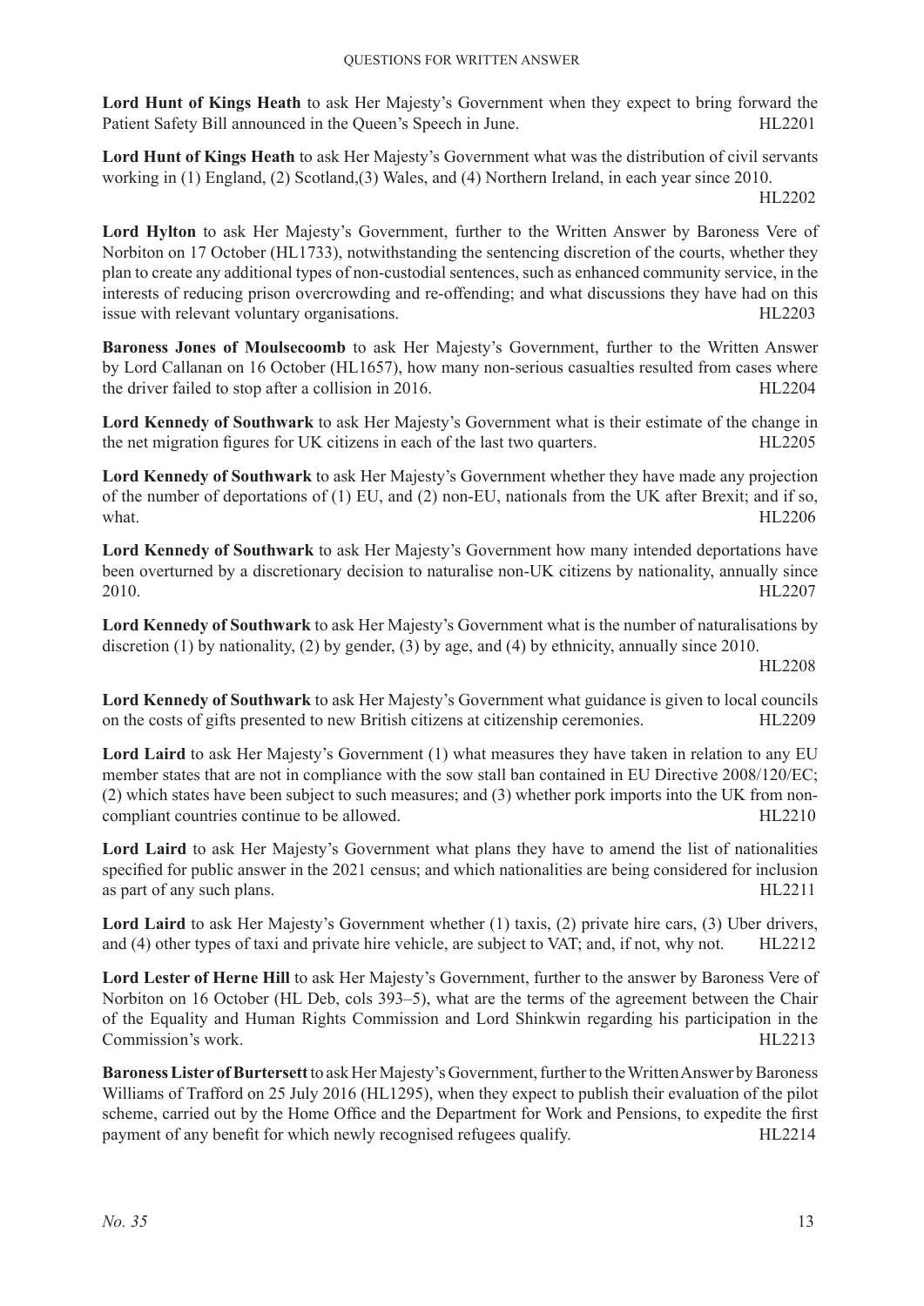**Lord Hunt of Kings Heath** to ask Her Majesty's Government when they expect to bring forward the Patient Safety Bill announced in the Queen's Speech in June. HL2201

**Lord Hunt of Kings Heath** to ask Her Majesty's Government what was the distribution of civil servants working in (1) England, (2) Scotland,(3) Wales, and (4) Northern Ireland, in each year since 2010. HL2202

**Lord Hylton** to ask Her Majesty's Government, further to the Written Answer by Baroness Vere of Norbiton on 17 October (HL1733), notwithstanding the sentencing discretion of the courts, whether they plan to create any additional types of non-custodial sentences, such as enhanced community service, in the interests of reducing prison overcrowding and re-offending; and what discussions they have had on this issue with relevant voluntary organisations. HL2203

**Baroness Jones of Moulsecoomb** to ask Her Majesty's Government, further to the Written Answer by Lord Callanan on 16 October (HL1657), how many non-serious casualties resulted from cases where the driver failed to stop after a collision in 2016. HL2204

**Lord Kennedy of Southwark** to ask Her Majesty's Government what is their estimate of the change in the net migration figures for UK citizens in each of the last two quarters. HL2205

**Lord Kennedy of Southwark** to ask Her Majesty's Government whether they have made any projection of the number of deportations of (1) EU, and (2) non-EU, nationals from the UK after Brexit; and if so, what. HL2206

**Lord Kennedy of Southwark** to ask Her Majesty's Government how many intended deportations have been overturned by a discretionary decision to naturalise non-UK citizens by nationality, annually since 2010. HL2207

**Lord Kennedy of Southwark** to ask Her Majesty's Government what is the number of naturalisations by discretion (1) by nationality, (2) by gender, (3) by age, and (4) by ethnicity, annually since 2010. HL2208

**Lord Kennedy of Southwark** to ask Her Majesty's Government what guidance is given to local councils on the costs of gifts presented to new British citizens at citizenship ceremonies. HL2209

**Lord Laird** to ask Her Majesty's Government (1) what measures they have taken in relation to any EU member states that are not in compliance with the sow stall ban contained in EU Directive 2008/120/EC; (2) which states have been subject to such measures; and (3) whether pork imports into the UK from non-compliant countries continue to be allowed. HL2210

**Lord Laird** to ask Her Majesty's Government what plans they have to amend the list of nationalities specified for public answer in the 2021 census; and which nationalities are being considered for inclusion as part of any such plans. HL2211

**Lord Laird** to ask Her Majesty's Government whether (1) taxis, (2) private hire cars, (3) Uber drivers, and (4) other types of taxi and private hire vehicle, are subject to VAT; and, if not, why not. HL2212

**Lord Lester of Herne Hill** to ask Her Majesty's Government, further to the answer by Baroness Vere of Norbiton on 16 October (HL Deb, cols 393–5), what are the terms of the agreement between the Chair of the Equality and Human Rights Commission and Lord Shinkwin regarding his participation in the Commission's work. HL2213

**Baroness Lister of Burtersett** to ask Her Majesty's Government, further to the Written Answer by Baroness Williams of Trafford on 25 July 2016 (HL1295), when they expect to publish their evaluation of the pilot scheme, carried out by the Home Office and the Department for Work and Pensions, to expedite the first payment of any benefit for which newly recognised refugees qualify. HL2214

*No. 35*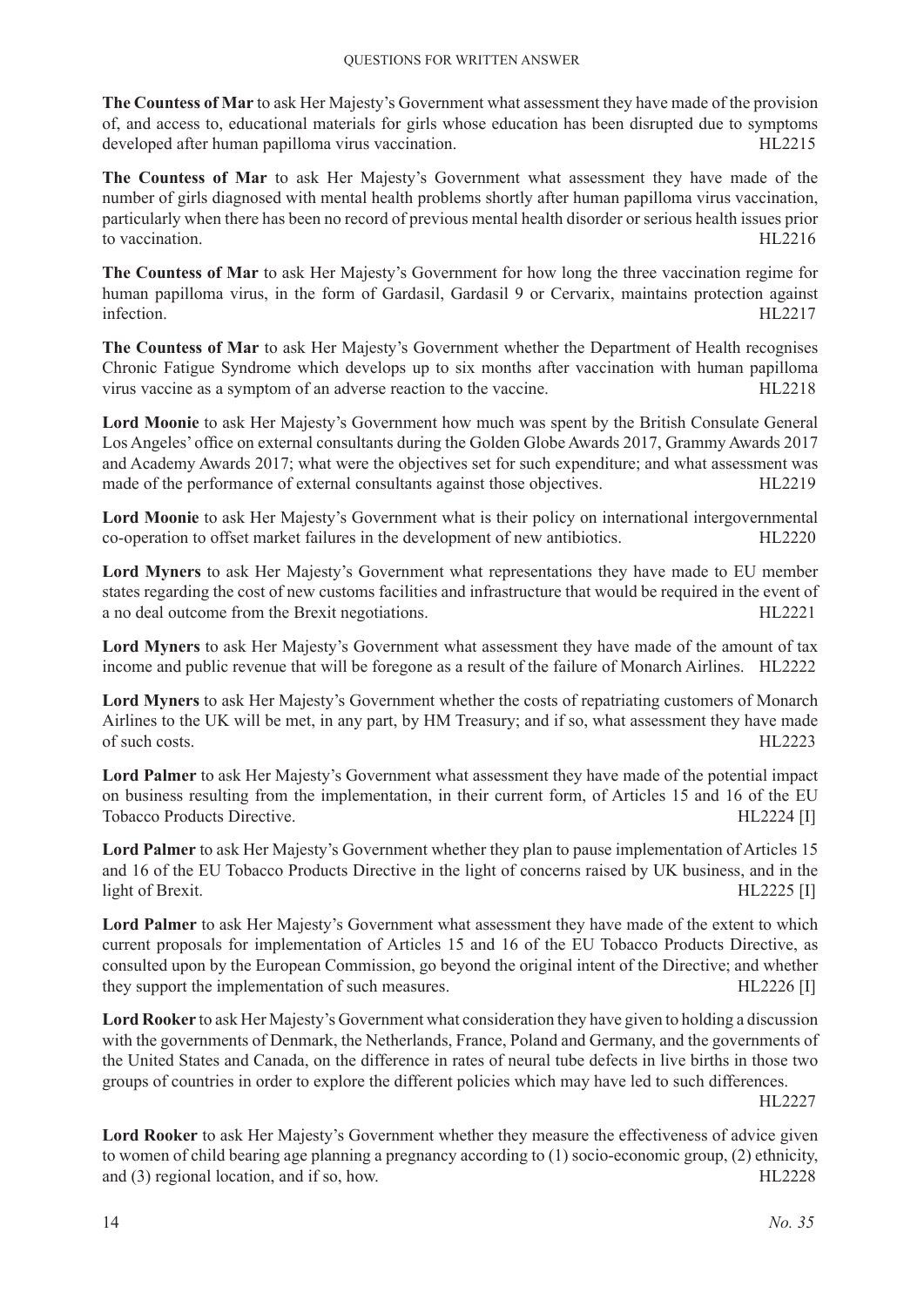**The Countess of Mar** to ask Her Majesty's Government what assessment they have made of the provision of, and access to, educational materials for girls whose education has been disrupted due to symptoms developed after human papilloma virus vaccination. HL2215

**The Countess of Mar** to ask Her Majesty's Government what assessment they have made of the number of girls diagnosed with mental health problems shortly after human papilloma virus vaccination, particularly when there has been no record of previous mental health disorder or serious health issues prior to vaccination. HL2216

**The Countess of Mar** to ask Her Majesty's Government for how long the three vaccination regime for human papilloma virus, in the form of Gardasil, Gardasil 9 or Cervarix, maintains protection against infection. HL2217

**The Countess of Mar** to ask Her Majesty's Government whether the Department of Health recognises Chronic Fatigue Syndrome which develops up to six months after vaccination with human papilloma virus vaccine as a symptom of an adverse reaction to the vaccine. HL2218

**Lord Moonie** to ask Her Majesty's Government how much was spent by the British Consulate General Los Angeles' office on external consultants during the Golden Globe Awards 2017, Grammy Awards 2017 and Academy Awards 2017; what were the objectives set for such expenditure; and what assessment was made of the performance of external consultants against those objectives. HL2219

**Lord Moonie** to ask Her Majesty's Government what is their policy on international intergovernmental co-operation to offset market failures in the development of new antibiotics. HL2220

**Lord Myners** to ask Her Majesty's Government what representations they have made to EU member states regarding the cost of new customs facilities and infrastructure that would be required in the event of a no deal outcome from the Brexit negotiations. HL2221

**Lord Myners** to ask Her Majesty's Government what assessment they have made of the amount of tax income and public revenue that will be foregone as a result of the failure of Monarch Airlines. HL2222

**Lord Myners** to ask Her Majesty's Government whether the costs of repatriating customers of Monarch Airlines to the UK will be met, in any part, by HM Treasury; and if so, what assessment they have made of such costs. HL2223

**Lord Palmer** to ask Her Majesty's Government what assessment they have made of the potential impact on business resulting from the implementation, in their current form, of Articles 15 and 16 of the EU Tobacco Products Directive. HL2224 [I]

**Lord Palmer** to ask Her Majesty's Government whether they plan to pause implementation of Articles 15 and 16 of the EU Tobacco Products Directive in the light of concerns raised by UK business, and in the light of Brexit. HL2225 [I]

**Lord Palmer** to ask Her Majesty's Government what assessment they have made of the extent to which current proposals for implementation of Articles 15 and 16 of the EU Tobacco Products Directive, as consulted upon by the European Commission, go beyond the original intent of the Directive; and whether they support the implementation of such measures. HL2226 [I]

**Lord Rooker** to ask Her Majesty's Government what consideration they have given to holding a discussion with the governments of Denmark, the Netherlands, France, Poland and Germany, and the governments of the United States and Canada, on the difference in rates of neural tube defects in live births in those two groups of countries in order to explore the different policies which may have led to such differences. HL2227

**Lord Rooker** to ask Her Majesty's Government whether they measure the effectiveness of advice given to women of child bearing age planning a pregnancy according to (1) socio-economic group, (2) ethnicity, and (3) regional location, and if so, how. HL2228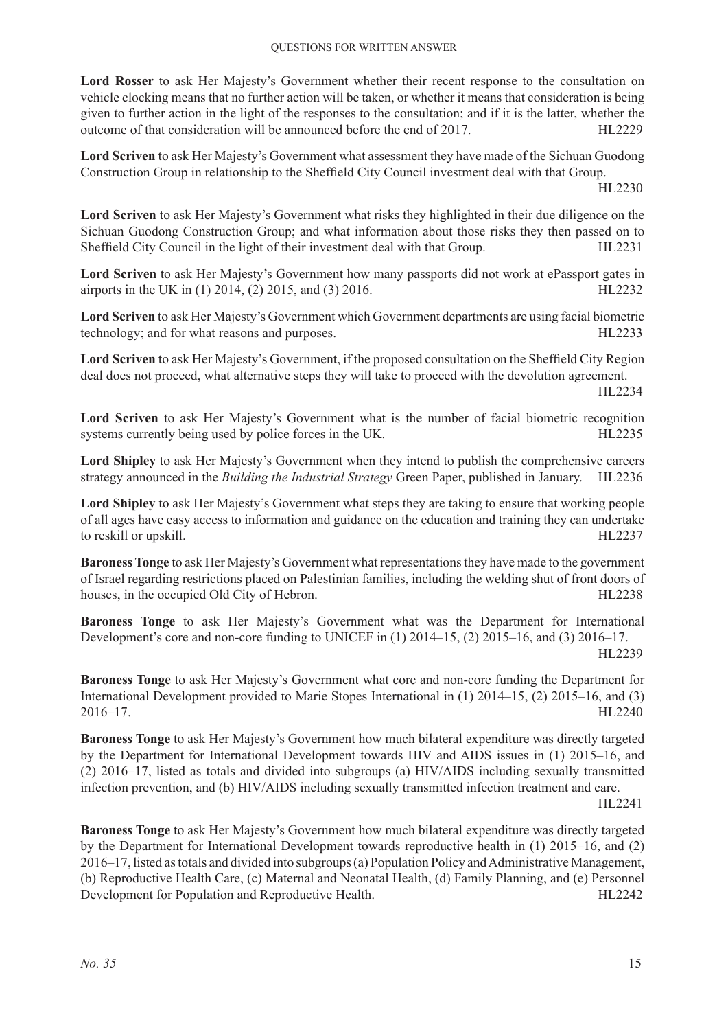**Lord Rosser** to ask Her Majesty's Government whether their recent response to the consultation on vehicle clocking means that no further action will be taken, or whether it means that consideration is being given to further action in the light of the responses to the consultation; and if it is the latter, whether the outcome of that consideration will be announced before the end of 2017. HL2229

**Lord Scriven** to ask Her Majesty's Government what assessment they have made of the Sichuan Guodong Construction Group in relationship to the Sheffield City Council investment deal with that Group. HL2230

**Lord Scriven** to ask Her Majesty's Government what risks they highlighted in their due diligence on the Sichuan Guodong Construction Group; and what information about those risks they then passed on to Sheffield City Council in the light of their investment deal with that Group. HL2231

**Lord Scriven** to ask Her Majesty's Government how many passports did not work at ePassport gates in airports in the UK in (1) 2014, (2) 2015, and (3) 2016. HL2232

**Lord Scriven** to ask Her Majesty's Government which Government departments are using facial biometric technology; and for what reasons and purposes. HL2233

**Lord Scriven** to ask Her Majesty's Government, if the proposed consultation on the Sheffield City Region deal does not proceed, what alternative steps they will take to proceed with the devolution agreement. HL2234

**Lord Scriven** to ask Her Majesty's Government what is the number of facial biometric recognition systems currently being used by police forces in the UK. HL2235

**Lord Shipley** to ask Her Majesty's Government when they intend to publish the comprehensive careers strategy announced in the *Building the Industrial Strategy* Green Paper, published in January. HL2236

**Lord Shipley** to ask Her Majesty's Government what steps they are taking to ensure that working people of all ages have easy access to information and guidance on the education and training they can undertake to reskill or upskill. HL2237

**Baroness Tonge** to ask Her Majesty's Government what representations they have made to the government of Israel regarding restrictions placed on Palestinian families, including the welding shut of front doors of houses, in the occupied Old City of Hebron. HL2238

**Baroness Tonge** to ask Her Majesty's Government what was the Department for International Development's core and non-core funding to UNICEF in (1) 2014–15, (2) 2015–16, and (3) 2016–17. HL2239

**Baroness Tonge** to ask Her Majesty's Government what core and non-core funding the Department for International Development provided to Marie Stopes International in (1) 2014–15, (2) 2015–16, and (3) 2016–17. HL2240

**Baroness Tonge** to ask Her Majesty's Government how much bilateral expenditure was directly targeted by the Department for International Development towards HIV and AIDS issues in (1) 2015–16, and (2) 2016–17, listed as totals and divided into subgroups (a) HIV/AIDS including sexually transmitted infection prevention, and (b) HIV/AIDS including sexually transmitted infection treatment and care. HL2241

**Baroness Tonge** to ask Her Majesty's Government how much bilateral expenditure was directly targeted by the Department for International Development towards reproductive health in (1) 2015–16, and (2) 2016–17, listed as totals and divided into subgroups (a) Population Policy and Administrative Management, (b) Reproductive Health Care, (c) Maternal and Neonatal Health, (d) Family Planning, and (e) Personnel Development for Population and Reproductive Health. HL2242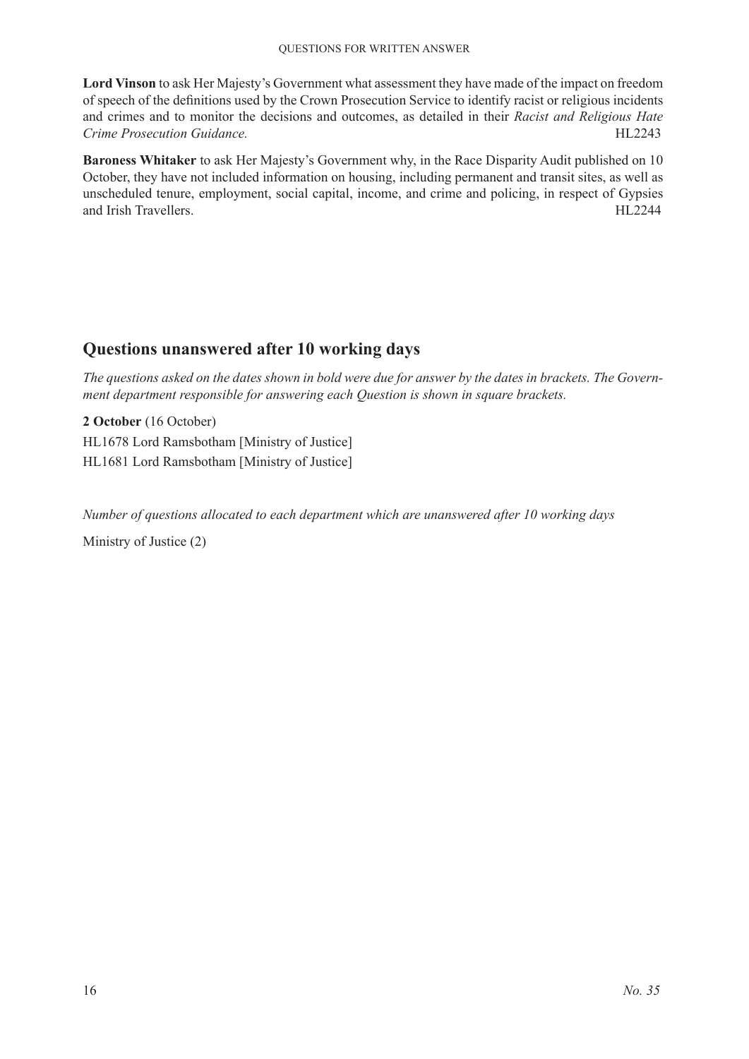**Lord Vinson** to ask Her Majesty's Government what assessment they have made of the impact on freedom of speech of the definitions used by the Crown Prosecution Service to identify racist or religious incidents and crimes and to monitor the decisions and outcomes, as detailed in their *Racist and Religious Hate Crime Prosecution Guidance.* HL2243

**Baroness Whitaker** to ask Her Majesty's Government why, in the Race Disparity Audit published on 10 October, they have not included information on housing, including permanent and transit sites, as well as unscheduled tenure, employment, social capital, income, and crime and policing, in respect of Gypsies and Irish Travellers. HL2244

## Questions unanswered after 10 working days

*The questions asked on the dates shown in bold were due for answer by the dates in brackets. The Government department responsible for answering each Question is shown in square brackets.*

**2 October** (16 October)

HL1678 Lord Ramsbotham [Ministry of Justice]

HL1681 Lord Ramsbotham [Ministry of Justice]

*Number of questions allocated to each department which are unanswered after 10 working days*

Ministry of Justice (2)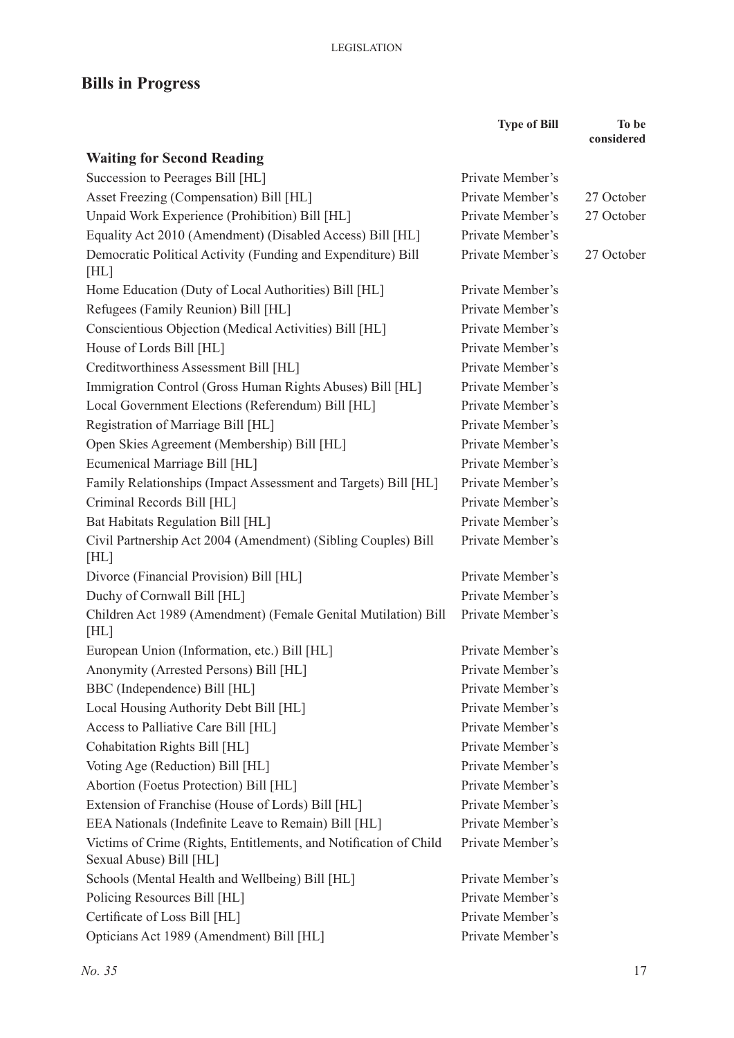## Bills in Progress

| | Type of Bill | To be considered |
|---|---|---|
| **Waiting for Second Reading** | | |
| Succession to Peerages Bill [HL] | Private Member's | |
| Asset Freezing (Compensation) Bill [HL] | Private Member's | 27 October |
| Unpaid Work Experience (Prohibition) Bill [HL] | Private Member's | 27 October |
| Equality Act 2010 (Amendment) (Disabled Access) Bill [HL] | Private Member's | |
| Democratic Political Activity (Funding and Expenditure) Bill [HL] | Private Member's | 27 October |
| Home Education (Duty of Local Authorities) Bill [HL] | Private Member's | |
| Refugees (Family Reunion) Bill [HL] | Private Member's | |
| Conscientious Objection (Medical Activities) Bill [HL] | Private Member's | |
| House of Lords Bill [HL] | Private Member's | |
| Creditworthiness Assessment Bill [HL] | Private Member's | |
| Immigration Control (Gross Human Rights Abuses) Bill [HL] | Private Member's | |
| Local Government Elections (Referendum) Bill [HL] | Private Member's | |
| Registration of Marriage Bill [HL] | Private Member's | |
| Open Skies Agreement (Membership) Bill [HL] | Private Member's | |
| Ecumenical Marriage Bill [HL] | Private Member's | |
| Family Relationships (Impact Assessment and Targets) Bill [HL] | Private Member's | |
| Criminal Records Bill [HL] | Private Member's | |
| Bat Habitats Regulation Bill [HL] | Private Member's | |
| Civil Partnership Act 2004 (Amendment) (Sibling Couples) Bill [HL] | Private Member's | |
| Divorce (Financial Provision) Bill [HL] | Private Member's | |
| Duchy of Cornwall Bill [HL] | Private Member's | |
| Children Act 1989 (Amendment) (Female Genital Mutilation) Bill [HL] | Private Member's | |
| European Union (Information, etc.) Bill [HL] | Private Member's | |
| Anonymity (Arrested Persons) Bill [HL] | Private Member's | |
| BBC (Independence) Bill [HL] | Private Member's | |
| Local Housing Authority Debt Bill [HL] | Private Member's | |
| Access to Palliative Care Bill [HL] | Private Member's | |
| Cohabitation Rights Bill [HL] | Private Member's | |
| Voting Age (Reduction) Bill [HL] | Private Member's | |
| Abortion (Foetus Protection) Bill [HL] | Private Member's | |
| Extension of Franchise (House of Lords) Bill [HL] | Private Member's | |
| EEA Nationals (Indefinite Leave to Remain) Bill [HL] | Private Member's | |
| Victims of Crime (Rights, Entitlements, and Notification of Child Sexual Abuse) Bill [HL] | Private Member's | |
| Schools (Mental Health and Wellbeing) Bill [HL] | Private Member's | |
| Policing Resources Bill [HL] | Private Member's | |
| Certificate of Loss Bill [HL] | Private Member's | |
| Opticians Act 1989 (Amendment) Bill [HL] | Private Member's | |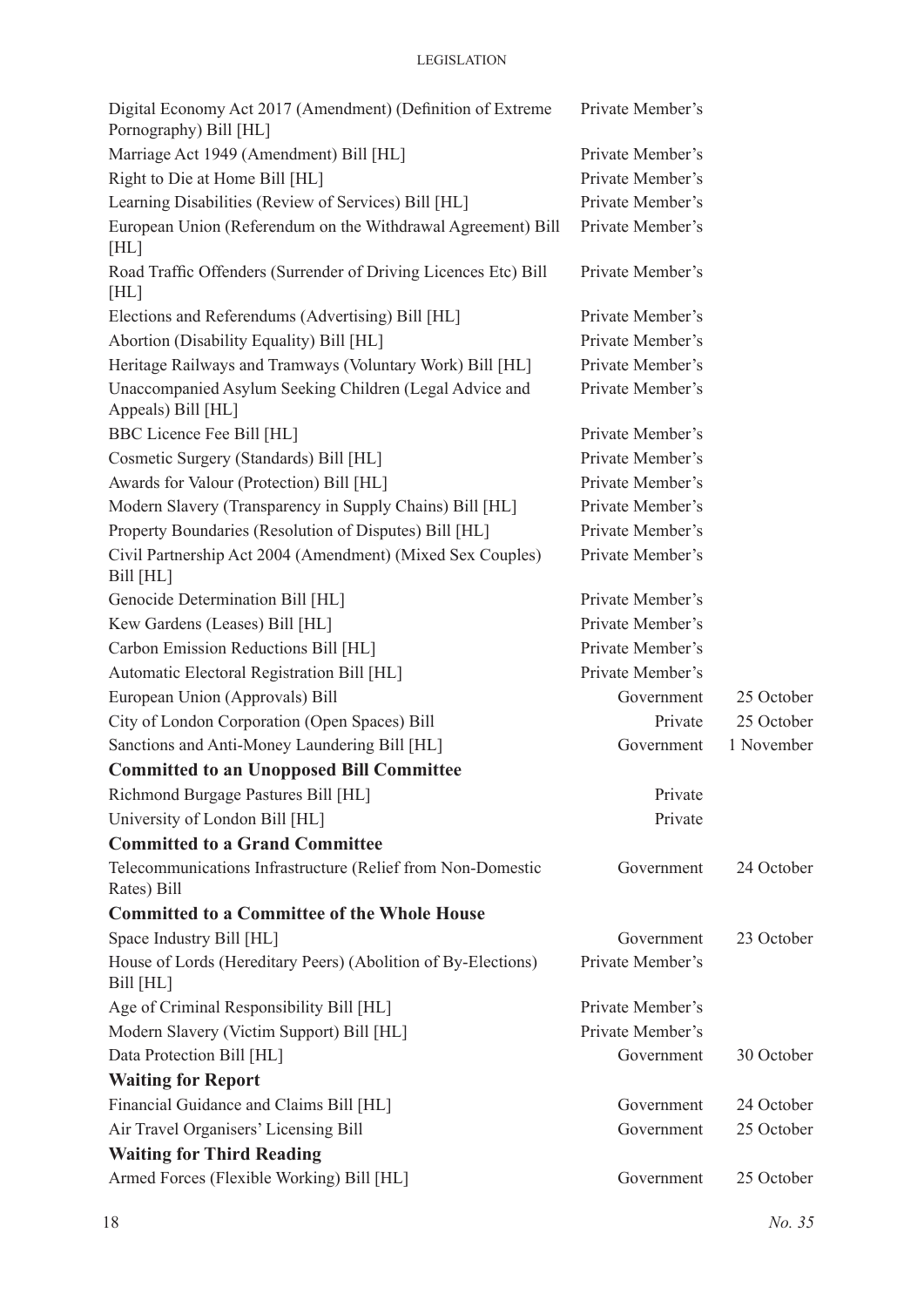| | | |
|---|---|---|
| Digital Economy Act 2017 (Amendment) (Definition of Extreme Pornography) Bill [HL] | Private Member's | |
| Marriage Act 1949 (Amendment) Bill [HL] | Private Member's | |
| Right to Die at Home Bill [HL] | Private Member's | |
| Learning Disabilities (Review of Services) Bill [HL] | Private Member's | |
| European Union (Referendum on the Withdrawal Agreement) Bill [HL] | Private Member's | |
| Road Traffic Offenders (Surrender of Driving Licences Etc) Bill [HL] | Private Member's | |
| Elections and Referendums (Advertising) Bill [HL] | Private Member's | |
| Abortion (Disability Equality) Bill [HL] | Private Member's | |
| Heritage Railways and Tramways (Voluntary Work) Bill [HL] | Private Member's | |
| Unaccompanied Asylum Seeking Children (Legal Advice and Appeals) Bill [HL] | Private Member's | |
| BBC Licence Fee Bill [HL] | Private Member's | |
| Cosmetic Surgery (Standards) Bill [HL] | Private Member's | |
| Awards for Valour (Protection) Bill [HL] | Private Member's | |
| Modern Slavery (Transparency in Supply Chains) Bill [HL] | Private Member's | |
| Property Boundaries (Resolution of Disputes) Bill [HL] | Private Member's | |
| Civil Partnership Act 2004 (Amendment) (Mixed Sex Couples) Bill [HL] | Private Member's | |
| Genocide Determination Bill [HL] | Private Member's | |
| Kew Gardens (Leases) Bill [HL] | Private Member's | |
| Carbon Emission Reductions Bill [HL] | Private Member's | |
| Automatic Electoral Registration Bill [HL] | Private Member's | |
| European Union (Approvals) Bill | Government | 25 October |
| City of London Corporation (Open Spaces) Bill | Private | 25 October |
| Sanctions and Anti-Money Laundering Bill [HL] | Government | 1 November |
| **Committed to an Unopposed Bill Committee** | | |
| Richmond Burgage Pastures Bill [HL] | Private | |
| University of London Bill [HL] | Private | |
| **Committed to a Grand Committee** | | |
| Telecommunications Infrastructure (Relief from Non-Domestic Rates) Bill | Government | 24 October |
| **Committed to a Committee of the Whole House** | | |
| Space Industry Bill [HL] | Government | 23 October |
| House of Lords (Hereditary Peers) (Abolition of By-Elections) Bill [HL] | Private Member's | |
| Age of Criminal Responsibility Bill [HL] | Private Member's | |
| Modern Slavery (Victim Support) Bill [HL] | Private Member's | |
| Data Protection Bill [HL] | Government | 30 October |
| **Waiting for Report** | | |
| Financial Guidance and Claims Bill [HL] | Government | 24 October |
| Air Travel Organisers' Licensing Bill | Government | 25 October |
| **Waiting for Third Reading** | | |
| Armed Forces (Flexible Working) Bill [HL] | Government | 25 October |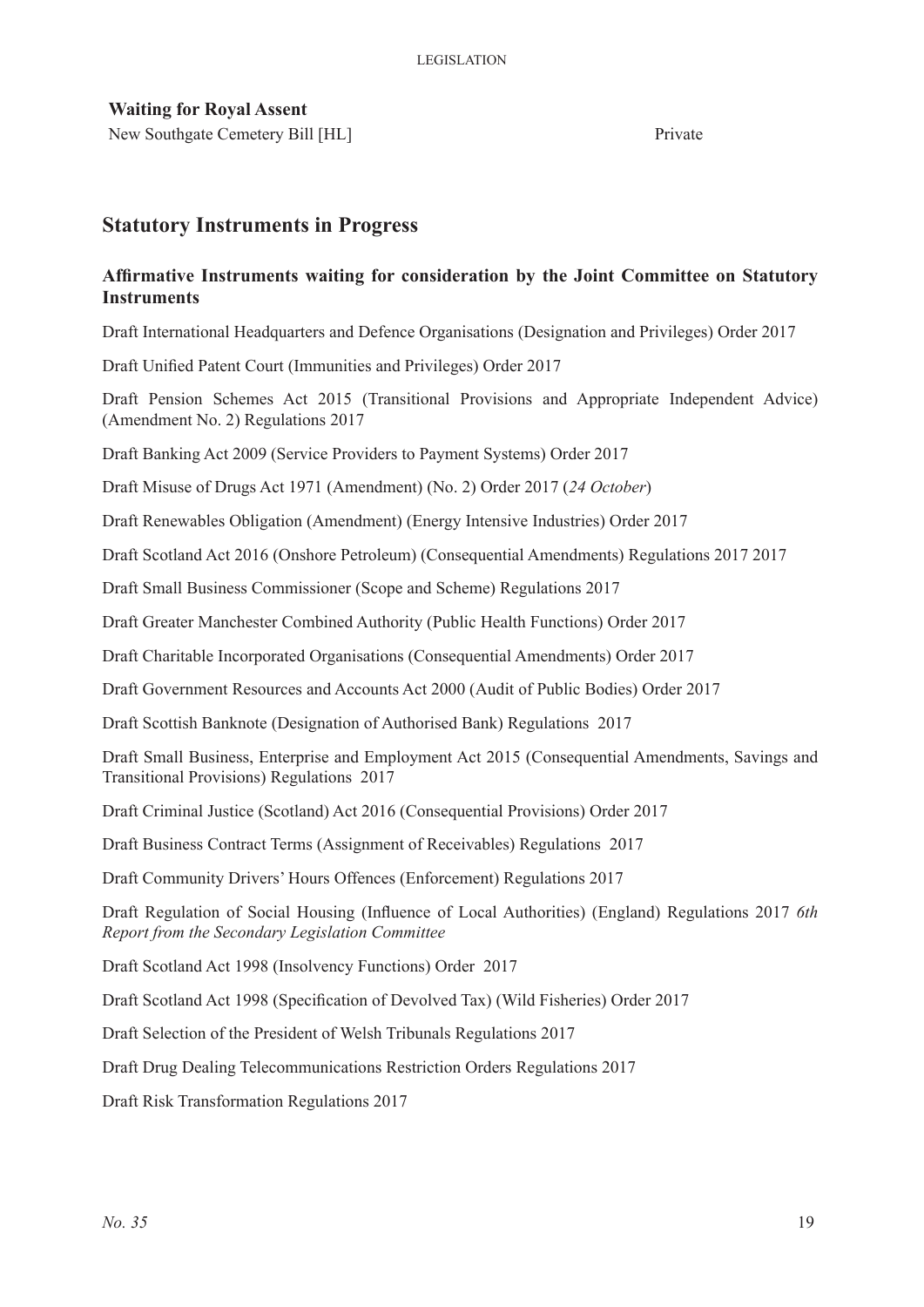**Waiting for Royal Assent**

New Southgate Cemetery Bill [HL] Private

## Statutory Instruments in Progress

### Affirmative Instruments waiting for consideration by the Joint Committee on Statutory Instruments

Draft International Headquarters and Defence Organisations (Designation and Privileges) Order 2017

Draft Unified Patent Court (Immunities and Privileges) Order 2017

Draft Pension Schemes Act 2015 (Transitional Provisions and Appropriate Independent Advice) (Amendment No. 2) Regulations 2017

Draft Banking Act 2009 (Service Providers to Payment Systems) Order 2017

Draft Misuse of Drugs Act 1971 (Amendment) (No. 2) Order 2017 (*24 October*)

Draft Renewables Obligation (Amendment) (Energy Intensive Industries) Order 2017

Draft Scotland Act 2016 (Onshore Petroleum) (Consequential Amendments) Regulations 2017 2017

Draft Small Business Commissioner (Scope and Scheme) Regulations 2017

Draft Greater Manchester Combined Authority (Public Health Functions) Order 2017

Draft Charitable Incorporated Organisations (Consequential Amendments) Order 2017

Draft Government Resources and Accounts Act 2000 (Audit of Public Bodies) Order 2017

Draft Scottish Banknote (Designation of Authorised Bank) Regulations 2017

Draft Small Business, Enterprise and Employment Act 2015 (Consequential Amendments, Savings and Transitional Provisions) Regulations 2017

Draft Criminal Justice (Scotland) Act 2016 (Consequential Provisions) Order 2017

Draft Business Contract Terms (Assignment of Receivables) Regulations 2017

Draft Community Drivers' Hours Offences (Enforcement) Regulations 2017

Draft Regulation of Social Housing (Influence of Local Authorities) (England) Regulations 2017 *6th Report from the Secondary Legislation Committee*

Draft Scotland Act 1998 (Insolvency Functions) Order 2017

Draft Scotland Act 1998 (Specification of Devolved Tax) (Wild Fisheries) Order 2017

Draft Selection of the President of Welsh Tribunals Regulations 2017

Draft Drug Dealing Telecommunications Restriction Orders Regulations 2017

Draft Risk Transformation Regulations 2017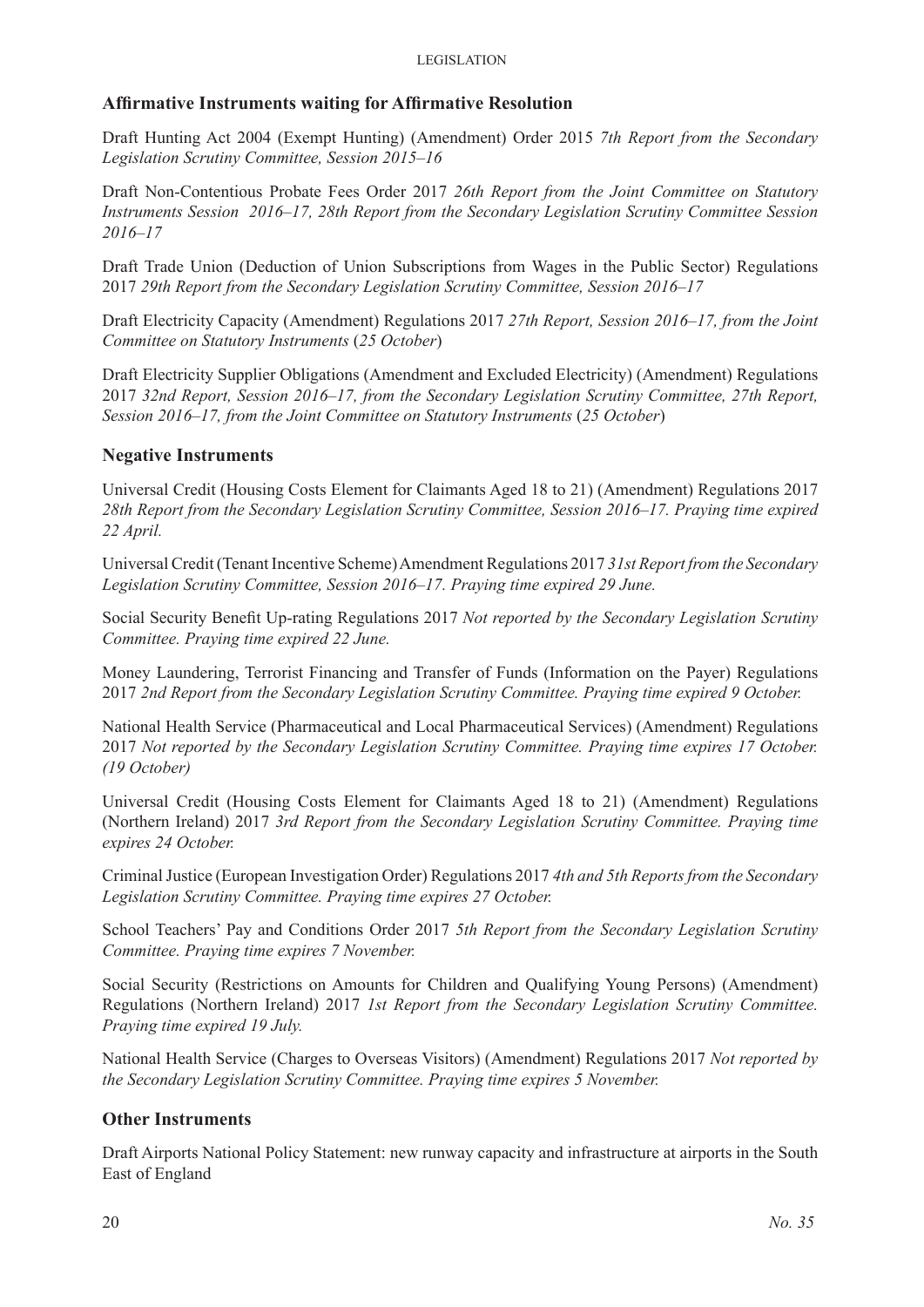## Affirmative Instruments waiting for Affirmative Resolution

Draft Hunting Act 2004 (Exempt Hunting) (Amendment) Order 2015 *7th Report from the Secondary Legislation Scrutiny Committee, Session 2015–16*

Draft Non-Contentious Probate Fees Order 2017 *26th Report from the Joint Committee on Statutory Instruments Session 2016–17, 28th Report from the Secondary Legislation Scrutiny Committee Session 2016–17*

Draft Trade Union (Deduction of Union Subscriptions from Wages in the Public Sector) Regulations 2017 *29th Report from the Secondary Legislation Scrutiny Committee, Session 2016–17*

Draft Electricity Capacity (Amendment) Regulations 2017 *27th Report, Session 2016–17, from the Joint Committee on Statutory Instruments* (*25 October*)

Draft Electricity Supplier Obligations (Amendment and Excluded Electricity) (Amendment) Regulations 2017 *32nd Report, Session 2016–17, from the Secondary Legislation Scrutiny Committee, 27th Report, Session 2016–17, from the Joint Committee on Statutory Instruments* (*25 October*)

## Negative Instruments

Universal Credit (Housing Costs Element for Claimants Aged 18 to 21) (Amendment) Regulations 2017 *28th Report from the Secondary Legislation Scrutiny Committee, Session 2016–17. Praying time expired 22 April.*

Universal Credit (Tenant Incentive Scheme) Amendment Regulations 2017 *31st Report from the Secondary Legislation Scrutiny Committee, Session 2016–17. Praying time expired 29 June.*

Social Security Benefit Up-rating Regulations 2017 *Not reported by the Secondary Legislation Scrutiny Committee. Praying time expired 22 June.*

Money Laundering, Terrorist Financing and Transfer of Funds (Information on the Payer) Regulations 2017 *2nd Report from the Secondary Legislation Scrutiny Committee. Praying time expired 9 October.*

National Health Service (Pharmaceutical and Local Pharmaceutical Services) (Amendment) Regulations 2017 *Not reported by the Secondary Legislation Scrutiny Committee. Praying time expires 17 October. (19 October)*

Universal Credit (Housing Costs Element for Claimants Aged 18 to 21) (Amendment) Regulations (Northern Ireland) 2017 *3rd Report from the Secondary Legislation Scrutiny Committee. Praying time expires 24 October.*

Criminal Justice (European Investigation Order) Regulations 2017 *4th and 5th Reports from the Secondary Legislation Scrutiny Committee. Praying time expires 27 October.*

School Teachers' Pay and Conditions Order 2017 *5th Report from the Secondary Legislation Scrutiny Committee. Praying time expires 7 November.*

Social Security (Restrictions on Amounts for Children and Qualifying Young Persons) (Amendment) Regulations (Northern Ireland) 2017 *1st Report from the Secondary Legislation Scrutiny Committee. Praying time expired 19 July.*

National Health Service (Charges to Overseas Visitors) (Amendment) Regulations 2017 *Not reported by the Secondary Legislation Scrutiny Committee. Praying time expires 5 November.*

## Other Instruments

Draft Airports National Policy Statement: new runway capacity and infrastructure at airports in the South East of England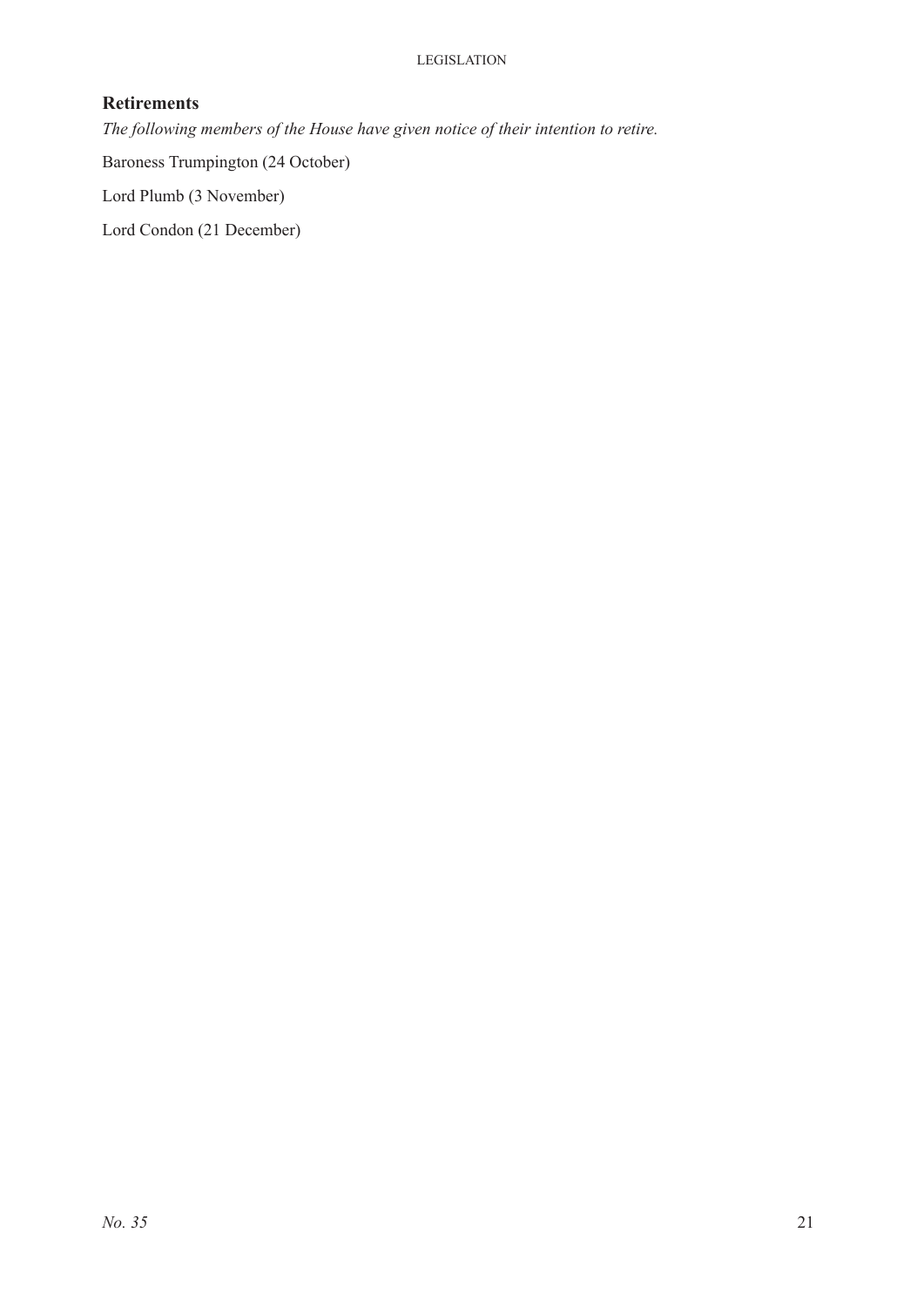## Retirements

*The following members of the House have given notice of their intention to retire.*

Baroness Trumpington (24 October)

Lord Plumb (3 November)

Lord Condon (21 December)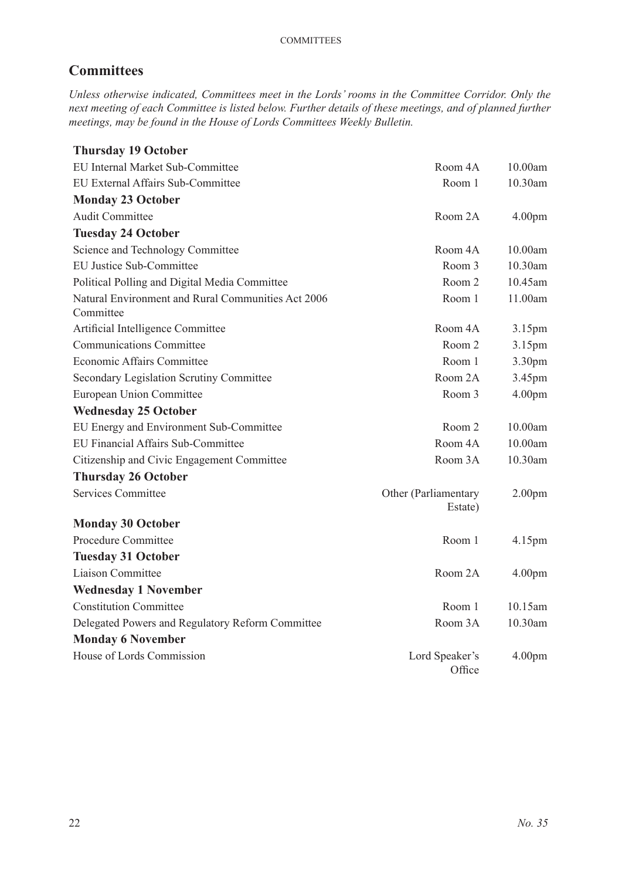## Committees

*Unless otherwise indicated, Committees meet in the Lords' rooms in the Committee Corridor. Only the next meeting of each Committee is listed below. Further details of these meetings, and of planned further meetings, may be found in the House of Lords Committees Weekly Bulletin.*

| | | |
|---|---|---|
| **Thursday 19 October** | | |
| EU Internal Market Sub-Committee | Room 4A | 10.00am |
| EU External Affairs Sub-Committee | Room 1 | 10.30am |
| **Monday 23 October** | | |
| Audit Committee | Room 2A | 4.00pm |
| **Tuesday 24 October** | | |
| Science and Technology Committee | Room 4A | 10.00am |
| EU Justice Sub-Committee | Room 3 | 10.30am |
| Political Polling and Digital Media Committee | Room 2 | 10.45am |
| Natural Environment and Rural Communities Act 2006 Committee | Room 1 | 11.00am |
| Artificial Intelligence Committee | Room 4A | 3.15pm |
| Communications Committee | Room 2 | 3.15pm |
| Economic Affairs Committee | Room 1 | 3.30pm |
| Secondary Legislation Scrutiny Committee | Room 2A | 3.45pm |
| European Union Committee | Room 3 | 4.00pm |
| **Wednesday 25 October** | | |
| EU Energy and Environment Sub-Committee | Room 2 | 10.00am |
| EU Financial Affairs Sub-Committee | Room 4A | 10.00am |
| Citizenship and Civic Engagement Committee | Room 3A | 10.30am |
| **Thursday 26 October** | | |
| Services Committee | Other (Parliamentary Estate) | 2.00pm |
| **Monday 30 October** | | |
| Procedure Committee | Room 1 | 4.15pm |
| **Tuesday 31 October** | | |
| Liaison Committee | Room 2A | 4.00pm |
| **Wednesday 1 November** | | |
| Constitution Committee | Room 1 | 10.15am |
| Delegated Powers and Regulatory Reform Committee | Room 3A | 10.30am |
| **Monday 6 November** | | |
| House of Lords Commission | Lord Speaker's Office | 4.00pm |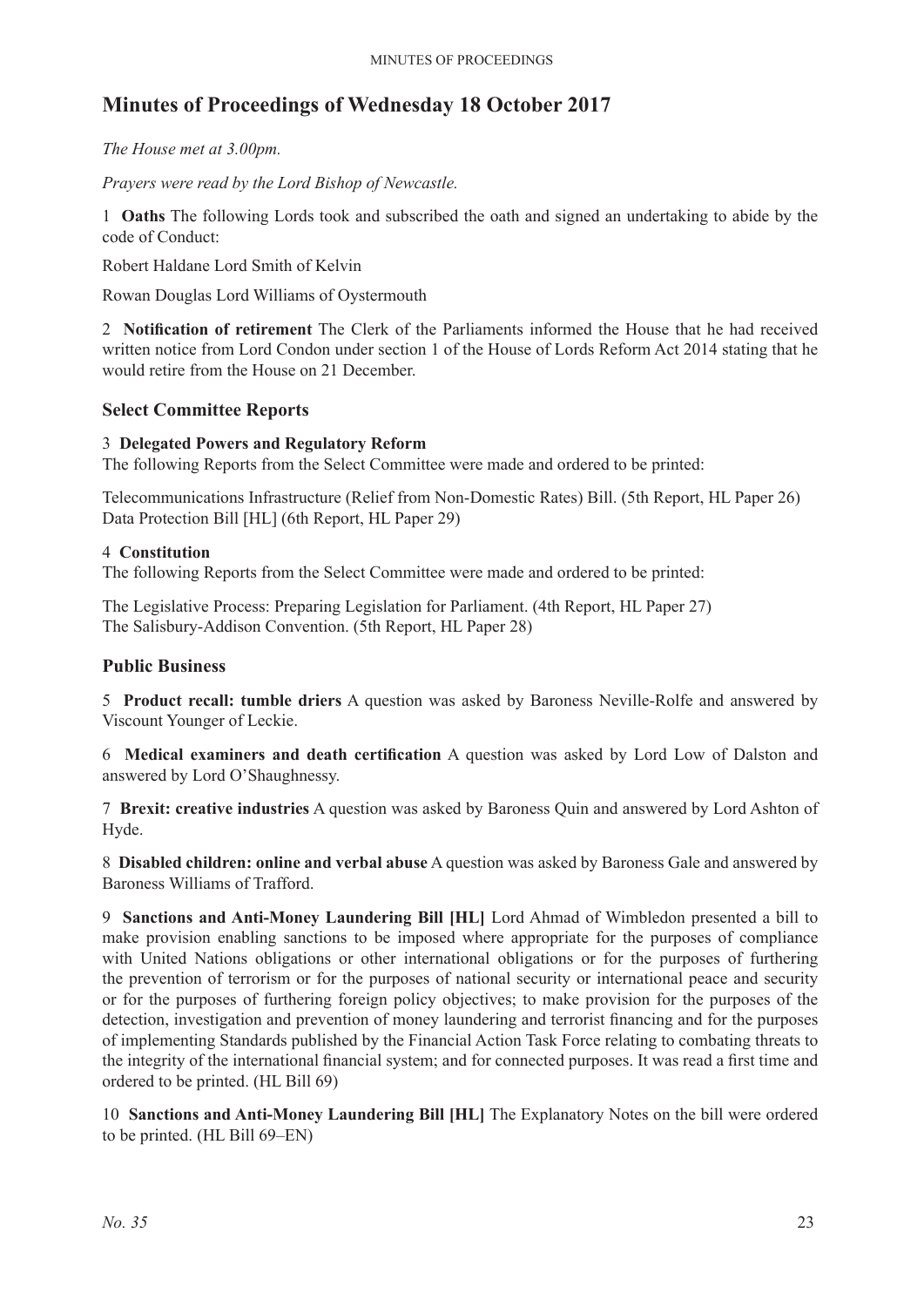# Minutes of Proceedings of Wednesday 18 October 2017

*The House met at 3.00pm.*

*Prayers were read by the Lord Bishop of Newcastle.*

1 **Oaths** The following Lords took and subscribed the oath and signed an undertaking to abide by the code of Conduct:

Robert Haldane Lord Smith of Kelvin

Rowan Douglas Lord Williams of Oystermouth

2 **Notification of retirement** The Clerk of the Parliaments informed the House that he had received written notice from Lord Condon under section 1 of the House of Lords Reform Act 2014 stating that he would retire from the House on 21 December.

## Select Committee Reports

3 **Delegated Powers and Regulatory Reform**
The following Reports from the Select Committee were made and ordered to be printed:

Telecommunications Infrastructure (Relief from Non-Domestic Rates) Bill. (5th Report, HL Paper 26)
Data Protection Bill [HL] (6th Report, HL Paper 29)

4 **Constitution**
The following Reports from the Select Committee were made and ordered to be printed:

The Legislative Process: Preparing Legislation for Parliament. (4th Report, HL Paper 27)
The Salisbury-Addison Convention. (5th Report, HL Paper 28)

## Public Business

5 **Product recall: tumble driers** A question was asked by Baroness Neville-Rolfe and answered by Viscount Younger of Leckie.

6 **Medical examiners and death certification** A question was asked by Lord Low of Dalston and answered by Lord O'Shaughnessy.

7 **Brexit: creative industries** A question was asked by Baroness Quin and answered by Lord Ashton of Hyde.

8 **Disabled children: online and verbal abuse** A question was asked by Baroness Gale and answered by Baroness Williams of Trafford.

9 **Sanctions and Anti-Money Laundering Bill [HL]** Lord Ahmad of Wimbledon presented a bill to make provision enabling sanctions to be imposed where appropriate for the purposes of compliance with United Nations obligations or other international obligations or for the purposes of furthering the prevention of terrorism or for the purposes of national security or international peace and security or for the purposes of furthering foreign policy objectives; to make provision for the purposes of the detection, investigation and prevention of money laundering and terrorist financing and for the purposes of implementing Standards published by the Financial Action Task Force relating to combating threats to the integrity of the international financial system; and for connected purposes. It was read a first time and ordered to be printed. (HL Bill 69)

10 **Sanctions and Anti-Money Laundering Bill [HL]** The Explanatory Notes on the bill were ordered to be printed. (HL Bill 69–EN)

*No. 35*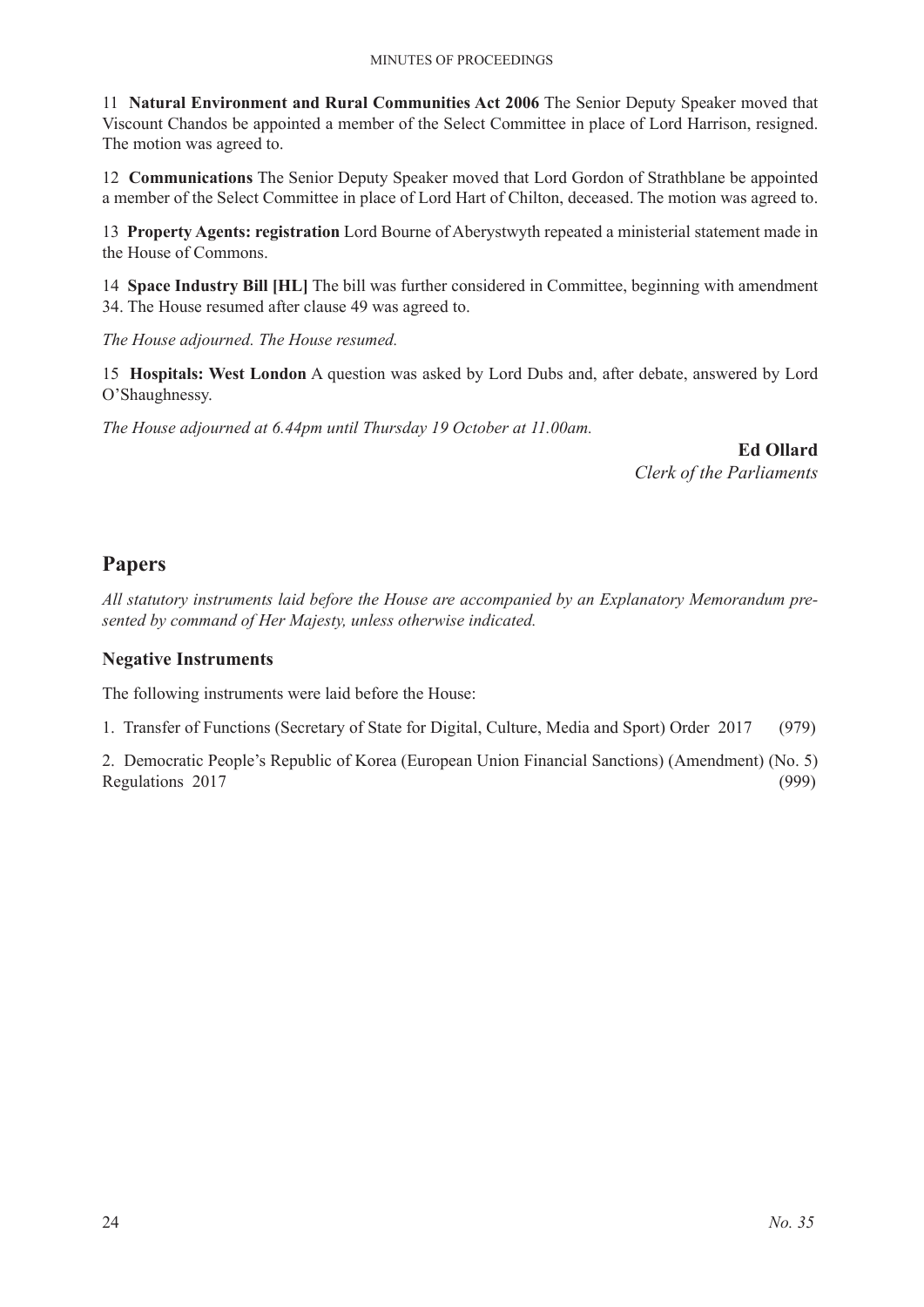11 **Natural Environment and Rural Communities Act 2006** The Senior Deputy Speaker moved that Viscount Chandos be appointed a member of the Select Committee in place of Lord Harrison, resigned. The motion was agreed to.

12 **Communications** The Senior Deputy Speaker moved that Lord Gordon of Strathblane be appointed a member of the Select Committee in place of Lord Hart of Chilton, deceased. The motion was agreed to.

13 **Property Agents: registration** Lord Bourne of Aberystwyth repeated a ministerial statement made in the House of Commons.

14 **Space Industry Bill [HL]** The bill was further considered in Committee, beginning with amendment 34. The House resumed after clause 49 was agreed to.

*The House adjourned. The House resumed.*

15 **Hospitals: West London** A question was asked by Lord Dubs and, after debate, answered by Lord O'Shaughnessy.

*The House adjourned at 6.44pm until Thursday 19 October at 11.00am.*

**Ed Ollard**
*Clerk of the Parliaments*

## Papers

*All statutory instruments laid before the House are accompanied by an Explanatory Memorandum presented by command of Her Majesty, unless otherwise indicated.*

### Negative Instruments

The following instruments were laid before the House:

1. Transfer of Functions (Secretary of State for Digital, Culture, Media and Sport) Order 2017 (979)

2. Democratic People's Republic of Korea (European Union Financial Sanctions) (Amendment) (No. 5) Regulations 2017 (999)